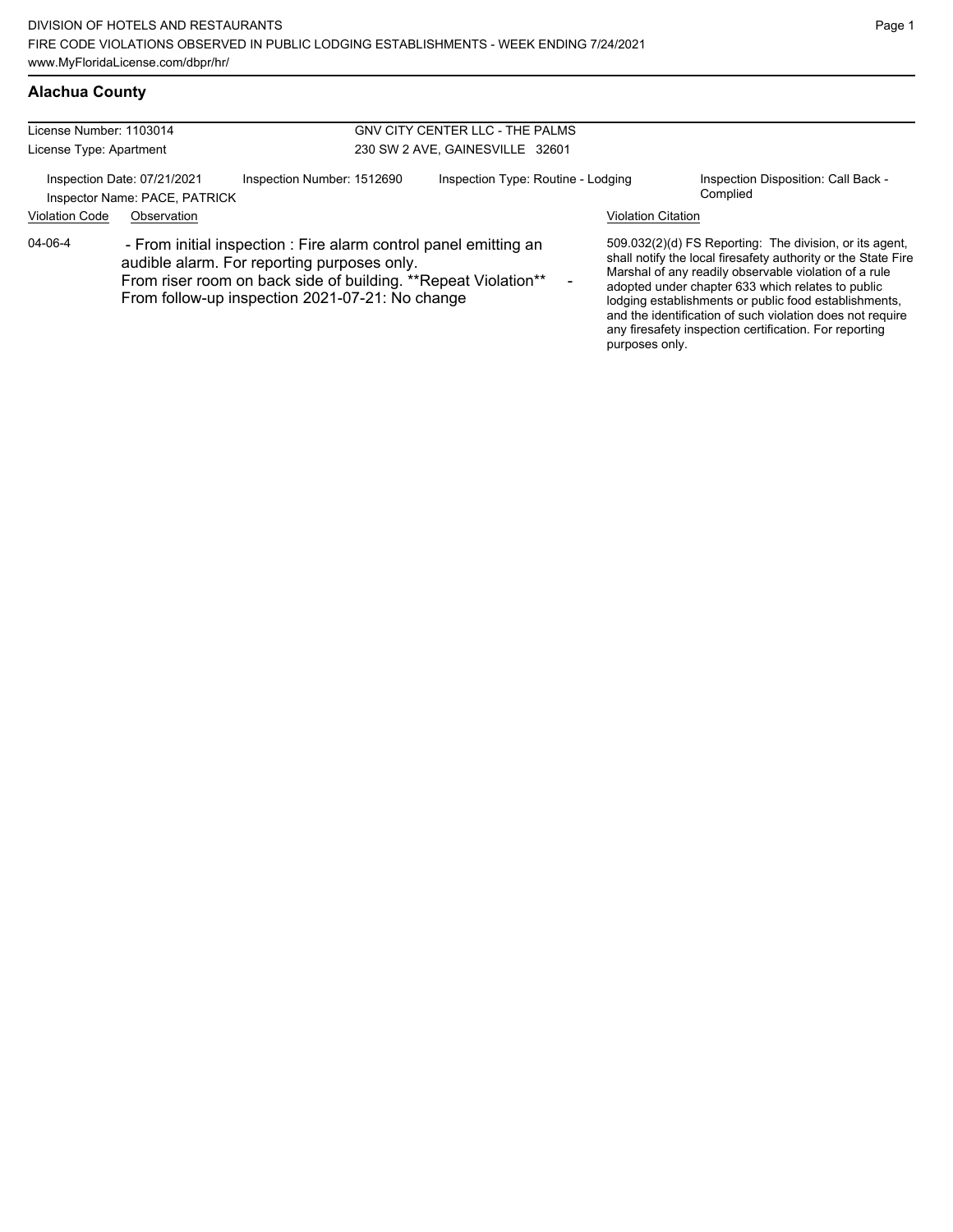DIVISION OF HOTELS AND RESTAURANTS
FIRE CODE VIOLATIONS OBSERVED IN PUBLIC LODGING ESTABLISHMENTS - WEEK ENDING 7/24/2021
www.MyFloridaLicense.com/dbpr/hr/

## Alachua County

License Number: 1103014
License Type: Apartment

GNV CITY CENTER LLC - THE PALMS
230 SW 2 AVE, GAINESVILLE 32601

Inspection Date: 07/21/2021
Inspector Name: PACE, PATRICK
Inspection Number: 1512690
Inspection Type: Routine - Lodging
Inspection Disposition: Call Back - Complied

| Violation Code | Observation | Violation Citation |
|---|---|---|
| 04-06-4 | - From initial inspection : Fire alarm control panel emitting an audible alarm. For reporting purposes only. From riser room on back side of building. **Repeat Violation** - From follow-up inspection 2021-07-21: No change | 509.032(2)(d) FS Reporting: The division, or its agent, shall notify the local firesafety authority or the State Fire Marshal of any readily observable violation of a rule adopted under chapter 633 which relates to public lodging establishments or public food establishments, and the identification of such violation does not require any firesafety inspection certification. For reporting purposes only. |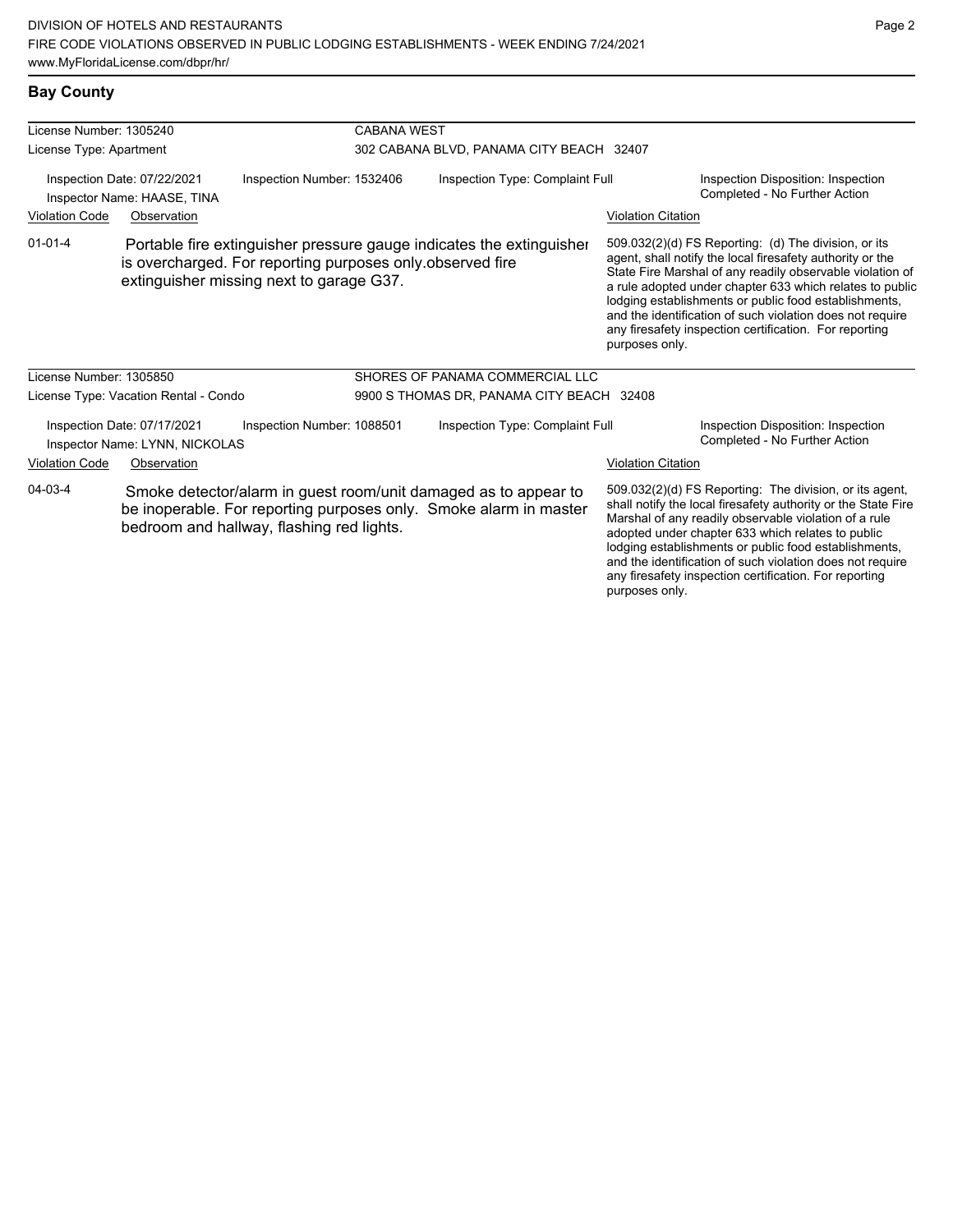## Bay County

| License Number: 1305240 | | CABANA WEST | |
|---|---|---|---|
| License Type: Apartment | | 302 CABANA BLVD, PANAMA CITY BEACH 32407 | |
| Inspection Date: 07/22/2021<br>Inspector Name: HAASE, TINA | Inspection Number: 1532406 | Inspection Type: Complaint Full | Inspection Disposition: Inspection Completed - No Further Action |
| **Violation Code** | **Observation** | | **Violation Citation** |
| 01-01-4 | Portable fire extinguisher pressure gauge indicates the extinguisher is overcharged. For reporting purposes only.observed fire extinguisher missing next to garage G37. | | 509.032(2)(d) FS Reporting: (d) The division, or its agent, shall notify the local firesafety authority or the State Fire Marshal of any readily observable violation of a rule adopted under chapter 633 which relates to public lodging establishments or public food establishments, and the identification of such violation does not require any firesafety inspection certification. For reporting purposes only. |

| License Number: 1305850 | | SHORES OF PANAMA COMMERCIAL LLC | |
|---|---|---|---|
| License Type: Vacation Rental - Condo | | 9900 S THOMAS DR, PANAMA CITY BEACH 32408 | |
| Inspection Date: 07/17/2021<br>Inspector Name: LYNN, NICKOLAS | Inspection Number: 1088501 | Inspection Type: Complaint Full | Inspection Disposition: Inspection Completed - No Further Action |
| **Violation Code** | **Observation** | | **Violation Citation** |
| 04-03-4 | Smoke detector/alarm in guest room/unit damaged as to appear to be inoperable. For reporting purposes only. Smoke alarm in master bedroom and hallway, flashing red lights. | | 509.032(2)(d) FS Reporting: The division, or its agent, shall notify the local firesafety authority or the State Fire Marshal of any readily observable violation of a rule adopted under chapter 633 which relates to public lodging establishments or public food establishments, and the identification of such violation does not require any firesafety inspection certification. For reporting purposes only. |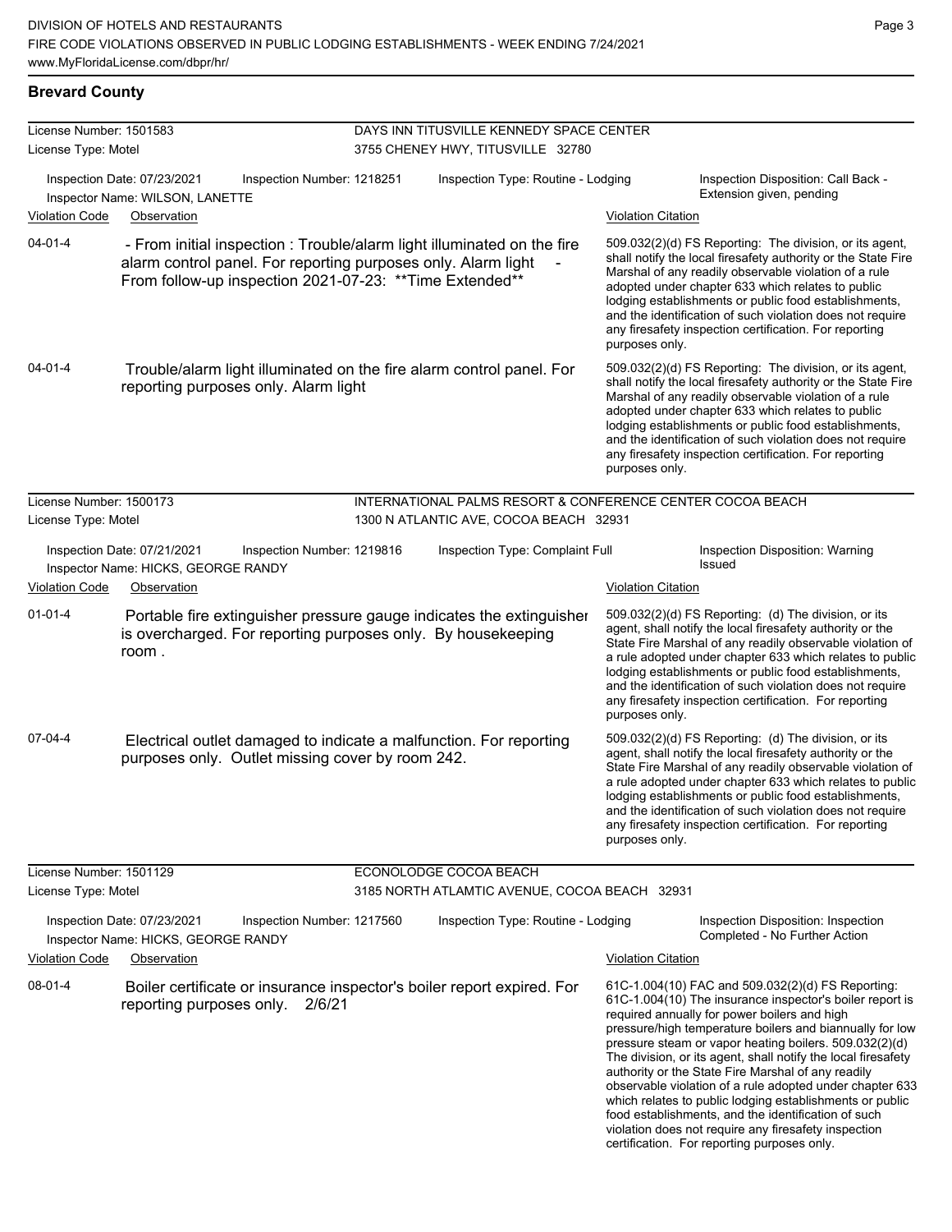## Brevard County

**License Number:** 1501583 — DAYS INN TITUSVILLE KENNEDY SPACE CENTER
**License Type:** Motel — 3755 CHENEY HWY, TITUSVILLE 32780

Inspection Date: 07/23/2021 | Inspection Number: 1218251 | Inspection Type: Routine - Lodging | Inspection Disposition: Call Back - Extension given, pending
Inspector Name: WILSON, LANETTE

| Violation Code | Observation | Violation Citation |
|---|---|---|
| 04-01-4 | - From initial inspection : Trouble/alarm light illuminated on the fire alarm control panel. For reporting purposes only. Alarm light - From follow-up inspection 2021-07-23: **Time Extended** | 509.032(2)(d) FS Reporting: The division, or its agent, shall notify the local firesafety authority or the State Fire Marshal of any readily observable violation of a rule adopted under chapter 633 which relates to public lodging establishments or public food establishments, and the identification of such violation does not require any firesafety inspection certification. For reporting purposes only. |
| 04-01-4 | Trouble/alarm light illuminated on the fire alarm control panel. For reporting purposes only. Alarm light | 509.032(2)(d) FS Reporting: The division, or its agent, shall notify the local firesafety authority or the State Fire Marshal of any readily observable violation of a rule adopted under chapter 633 which relates to public lodging establishments or public food establishments, and the identification of such violation does not require any firesafety inspection certification. For reporting purposes only. |

**License Number:** 1500173 — INTERNATIONAL PALMS RESORT & CONFERENCE CENTER COCOA BEACH
**License Type:** Motel — 1300 N ATLANTIC AVE, COCOA BEACH 32931

Inspection Date: 07/21/2021 | Inspection Number: 1219816 | Inspection Type: Complaint Full | Inspection Disposition: Warning Issued
Inspector Name: HICKS, GEORGE RANDY

| Violation Code | Observation | Violation Citation |
|---|---|---|
| 01-01-4 | Portable fire extinguisher pressure gauge indicates the extinguisher is overcharged. For reporting purposes only. By housekeeping room . | 509.032(2)(d) FS Reporting: (d) The division, or its agent, shall notify the local firesafety authority or the State Fire Marshal of any readily observable violation of a rule adopted under chapter 633 which relates to public lodging establishments or public food establishments, and the identification of such violation does not require any firesafety inspection certification. For reporting purposes only. |
| 07-04-4 | Electrical outlet damaged to indicate a malfunction. For reporting purposes only. Outlet missing cover by room 242. | 509.032(2)(d) FS Reporting: (d) The division, or its agent, shall notify the local firesafety authority or the State Fire Marshal of any readily observable violation of a rule adopted under chapter 633 which relates to public lodging establishments or public food establishments, and the identification of such violation does not require any firesafety inspection certification. For reporting purposes only. |

**License Number:** 1501129 — ECONOLODGE COCOA BEACH
**License Type:** Motel — 3185 NORTH ATLAMTIC AVENUE, COCOA BEACH 32931

Inspection Date: 07/23/2021 | Inspection Number: 1217560 | Inspection Type: Routine - Lodging | Inspection Disposition: Inspection Completed - No Further Action
Inspector Name: HICKS, GEORGE RANDY

| Violation Code | Observation | Violation Citation |
|---|---|---|
| 08-01-4 | Boiler certificate or insurance inspector's boiler report expired. For reporting purposes only. 2/6/21 | 61C-1.004(10) FAC and 509.032(2)(d) FS Reporting: 61C-1.004(10) The insurance inspector's boiler report is required annually for power boilers and high pressure/high temperature boilers and biannually for low pressure steam or vapor heating boilers. 509.032(2)(d) The division, or its agent, shall notify the local firesafety authority or the State Fire Marshal of any readily observable violation of a rule adopted under chapter 633 which relates to public lodging establishments or public food establishments, and the identification of such violation does not require any firesafety inspection certification. For reporting purposes only. |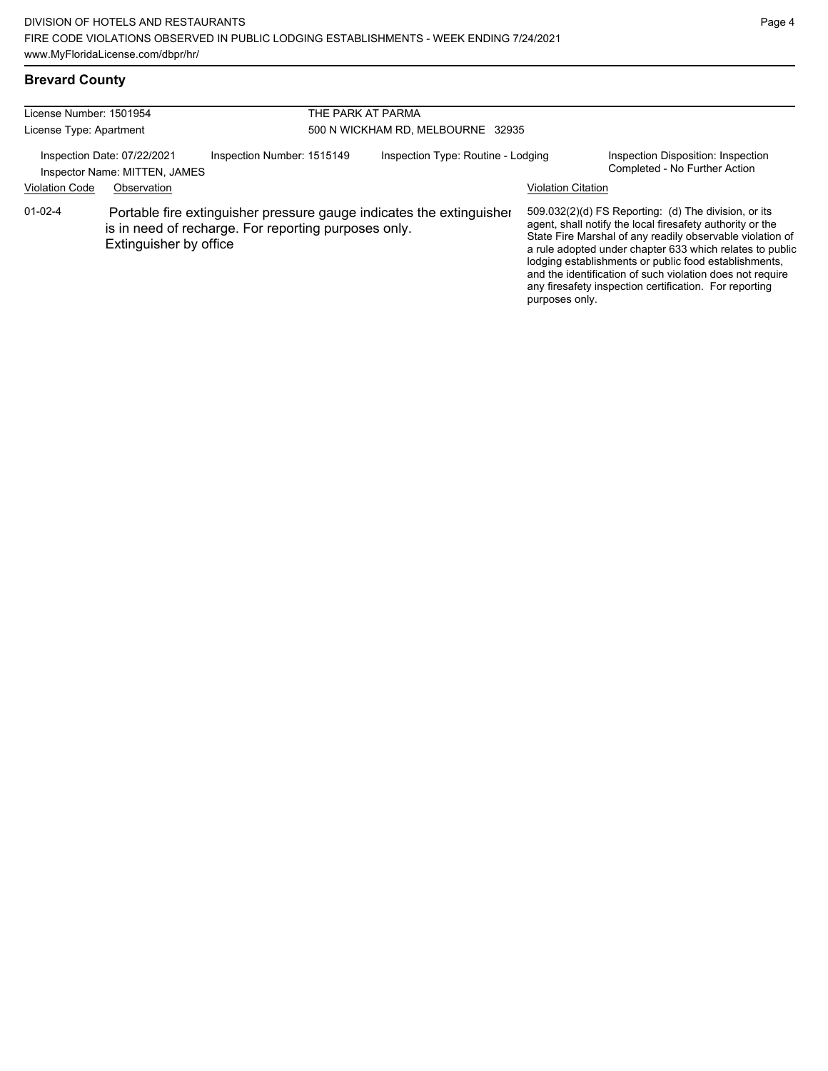## Brevard County

| License Number: 1501954 | THE PARK AT PARMA |
|---|---|
| License Type: Apartment | 500 N WICKHAM RD, MELBOURNE 32935 |

| Inspection Date: 07/22/2021 | Inspection Number: 1515149 | Inspection Type: Routine - Lodging | Inspection Disposition: Inspection Completed - No Further Action |
|---|---|---|---|
| Inspector Name: MITTEN, JAMES | | | |

| Violation Code | Observation | Violation Citation |
|---|---|---|
| 01-02-4 | Portable fire extinguisher pressure gauge indicates the extinguisher is in need of recharge. For reporting purposes only. Extinguisher by office | 509.032(2)(d) FS Reporting: (d) The division, or its agent, shall notify the local firesafety authority or the State Fire Marshal of any readily observable violation of a rule adopted under chapter 633 which relates to public lodging establishments or public food establishments, and the identification of such violation does not require any firesafety inspection certification. For reporting purposes only. |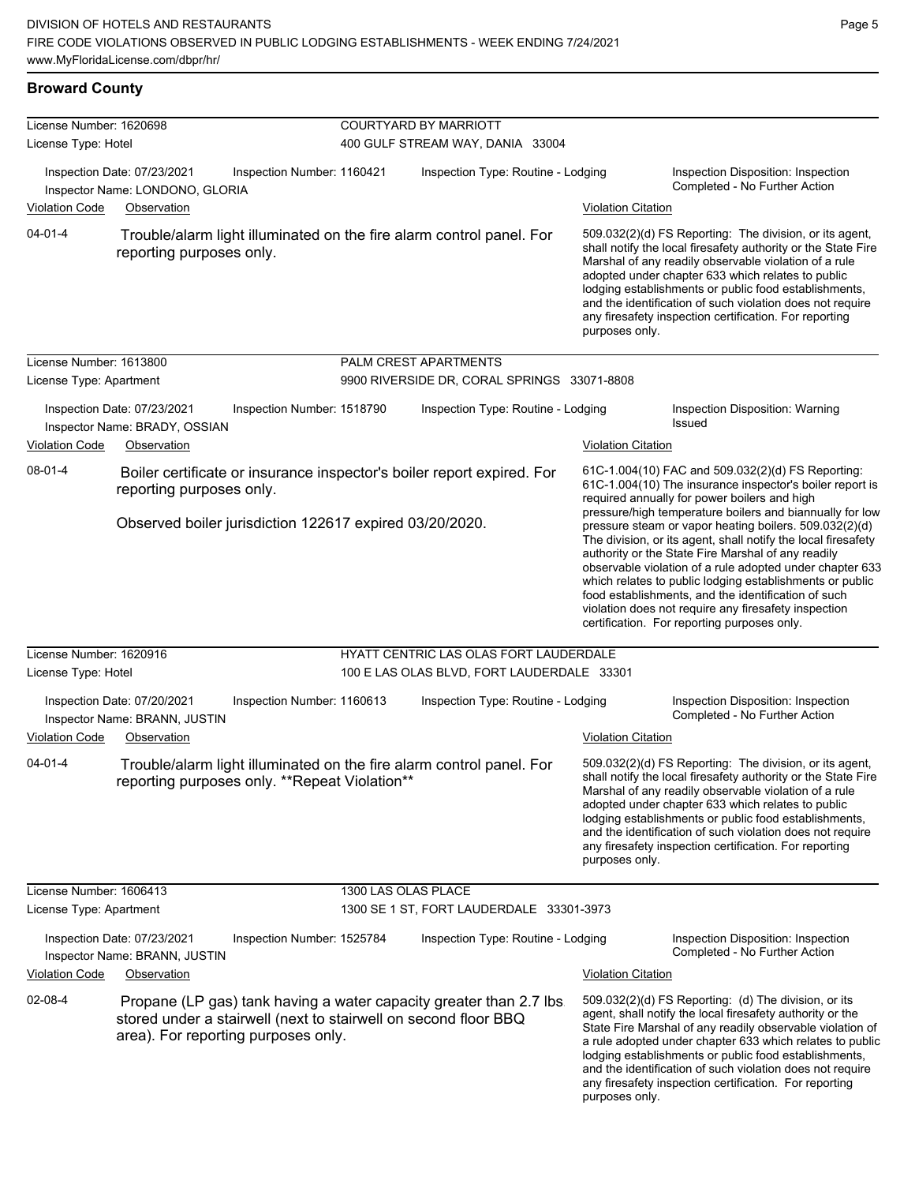## Broward County

**License Number:** 1620698 — **COURTYARD BY MARRIOTT**
**License Type:** Hotel — 400 GULF STREAM WAY, DANIA 33004

Inspection Date: 07/23/2021 | Inspection Number: 1160421 | Inspection Type: Routine - Lodging | Inspection Disposition: Inspection Completed - No Further Action
Inspector Name: LONDONO, GLORIA

| Violation Code | Observation | Violation Citation |
| --- | --- | --- |
| 04-01-4 | Trouble/alarm light illuminated on the fire alarm control panel. For reporting purposes only. | 509.032(2)(d) FS Reporting: The division, or its agent, shall notify the local firesafety authority or the State Fire Marshal of any readily observable violation of a rule adopted under chapter 633 which relates to public lodging establishments or public food establishments, and the identification of such violation does not require any firesafety inspection certification. For reporting purposes only. |

**License Number:** 1613800 — **PALM CREST APARTMENTS**
**License Type:** Apartment — 9900 RIVERSIDE DR, CORAL SPRINGS 33071-8808

Inspection Date: 07/23/2021 | Inspection Number: 1518790 | Inspection Type: Routine - Lodging | Inspection Disposition: Warning Issued
Inspector Name: BRADY, OSSIAN

| Violation Code | Observation | Violation Citation |
| --- | --- | --- |
| 08-01-4 | Boiler certificate or insurance inspector's boiler report expired. For reporting purposes only. Observed boiler jurisdiction 122617 expired 03/20/2020. | 61C-1.004(10) FAC and 509.032(2)(d) FS Reporting: 61C-1.004(10) The insurance inspector's boiler report is required annually for power boilers and high pressure/high temperature boilers and biannually for low pressure steam or vapor heating boilers. 509.032(2)(d) The division, or its agent, shall notify the local firesafety authority or the State Fire Marshal of any readily observable violation of a rule adopted under chapter 633 which relates to public lodging establishments or public food establishments, and the identification of such violation does not require any firesafety inspection certification. For reporting purposes only. |

**License Number:** 1620916 — **HYATT CENTRIC LAS OLAS FORT LAUDERDALE**
**License Type:** Hotel — 100 E LAS OLAS BLVD, FORT LAUDERDALE 33301

Inspection Date: 07/20/2021 | Inspection Number: 1160613 | Inspection Type: Routine - Lodging | Inspection Disposition: Inspection Completed - No Further Action
Inspector Name: BRANN, JUSTIN

| Violation Code | Observation | Violation Citation |
| --- | --- | --- |
| 04-01-4 | Trouble/alarm light illuminated on the fire alarm control panel. For reporting purposes only. **Repeat Violation** | 509.032(2)(d) FS Reporting: The division, or its agent, shall notify the local firesafety authority or the State Fire Marshal of any readily observable violation of a rule adopted under chapter 633 which relates to public lodging establishments or public food establishments, and the identification of such violation does not require any firesafety inspection certification. For reporting purposes only. |

**License Number:** 1606413 — **1300 LAS OLAS PLACE**
**License Type:** Apartment — 1300 SE 1 ST, FORT LAUDERDALE 33301-3973

Inspection Date: 07/23/2021 | Inspection Number: 1525784 | Inspection Type: Routine - Lodging | Inspection Disposition: Inspection Completed - No Further Action
Inspector Name: BRANN, JUSTIN

| Violation Code | Observation | Violation Citation |
| --- | --- | --- |
| 02-08-4 | Propane (LP gas) tank having a water capacity greater than 2.7 lbs. stored under a stairwell (next to stairwell on second floor BBQ area). For reporting purposes only. | 509.032(2)(d) FS Reporting: (d) The division, or its agent, shall notify the local firesafety authority or the State Fire Marshal of any readily observable violation of a rule adopted under chapter 633 which relates to public lodging establishments or public food establishments, and the identification of such violation does not require any firesafety inspection certification. For reporting purposes only. |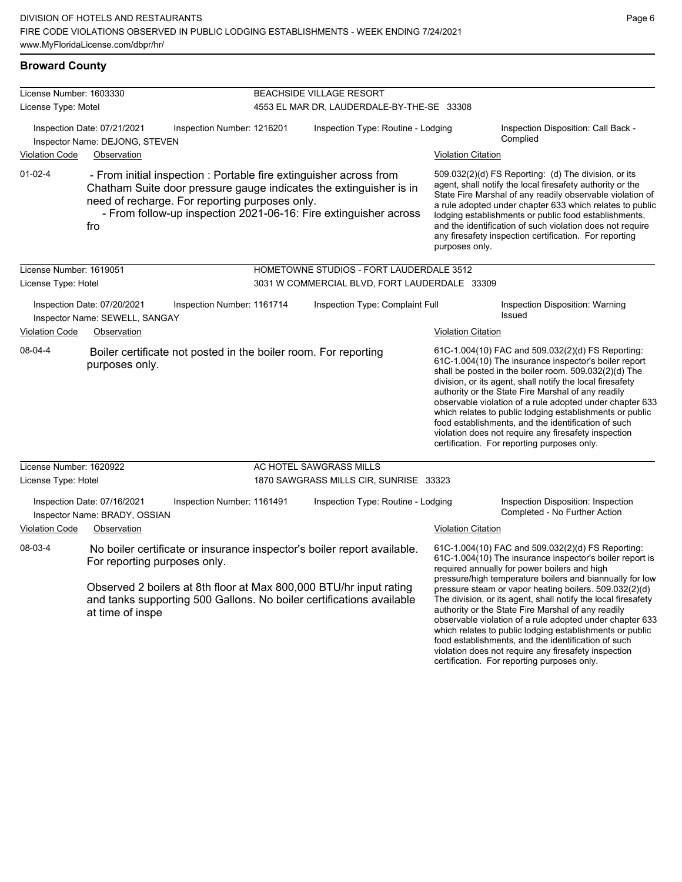## Broward County

**License Number:** 1603330 — **BEACHSIDE VILLAGE RESORT**
**License Type:** Motel — 4553 EL MAR DR, LAUDERDALE-BY-THE-SE 33308

Inspection Date: 07/21/2021 | Inspection Number: 1216201 | Inspection Type: Routine - Lodging | Inspection Disposition: Call Back - Complied
Inspector Name: DEJONG, STEVEN

| Violation Code | Observation | Violation Citation |
| --- | --- | --- |
| 01-02-4 | - From initial inspection : Portable fire extinguisher across from Chatham Suite door pressure gauge indicates the extinguisher is in need of recharge. For reporting purposes only. - From follow-up inspection 2021-06-16: Fire extinguisher across fro | 509.032(2)(d) FS Reporting: (d) The division, or its agent, shall notify the local firesafety authority or the State Fire Marshal of any readily observable violation of a rule adopted under chapter 633 which relates to public lodging establishments or public food establishments, and the identification of such violation does not require any firesafety inspection certification. For reporting purposes only. |

**License Number:** 1619051 — **HOMETOWNE STUDIOS - FORT LAUDERDALE 3512**
**License Type:** Hotel — 3031 W COMMERCIAL BLVD, FORT LAUDERDALE 33309

Inspection Date: 07/20/2021 | Inspection Number: 1161714 | Inspection Type: Complaint Full | Inspection Disposition: Warning Issued
Inspector Name: SEWELL, SANGAY

| Violation Code | Observation | Violation Citation |
| --- | --- | --- |
| 08-04-4 | Boiler certificate not posted in the boiler room. For reporting purposes only. | 61C-1.004(10) FAC and 509.032(2)(d) FS Reporting: 61C-1.004(10) The insurance inspector's boiler report shall be posted in the boiler room. 509.032(2)(d) The division, or its agent, shall notify the local firesafety authority or the State Fire Marshal of any readily observable violation of a rule adopted under chapter 633 which relates to public lodging establishments or public food establishments, and the identification of such violation does not require any firesafety inspection certification. For reporting purposes only. |

**License Number:** 1620922 — **AC HOTEL SAWGRASS MILLS**
**License Type:** Hotel — 1870 SAWGRASS MILLS CIR, SUNRISE 33323

Inspection Date: 07/16/2021 | Inspection Number: 1161491 | Inspection Type: Routine - Lodging | Inspection Disposition: Inspection Completed - No Further Action
Inspector Name: BRADY, OSSIAN

| Violation Code | Observation | Violation Citation |
| --- | --- | --- |
| 08-03-4 | No boiler certificate or insurance inspector's boiler report available. For reporting purposes only. Observed 2 boilers at 8th floor at Max 800,000 BTU/hr input rating and tanks supporting 500 Gallons. No boiler certifications available at time of inspe | 61C-1.004(10) FAC and 509.032(2)(d) FS Reporting: 61C-1.004(10) The insurance inspector's boiler report is required annually for power boilers and high pressure/high temperature boilers and biannually for low pressure steam or vapor heating boilers. 509.032(2)(d) The division, or its agent, shall notify the local firesafety authority or the State Fire Marshal of any readily observable violation of a rule adopted under chapter 633 which relates to public lodging establishments or public food establishments, and the identification of such violation does not require any firesafety inspection certification. For reporting purposes only. |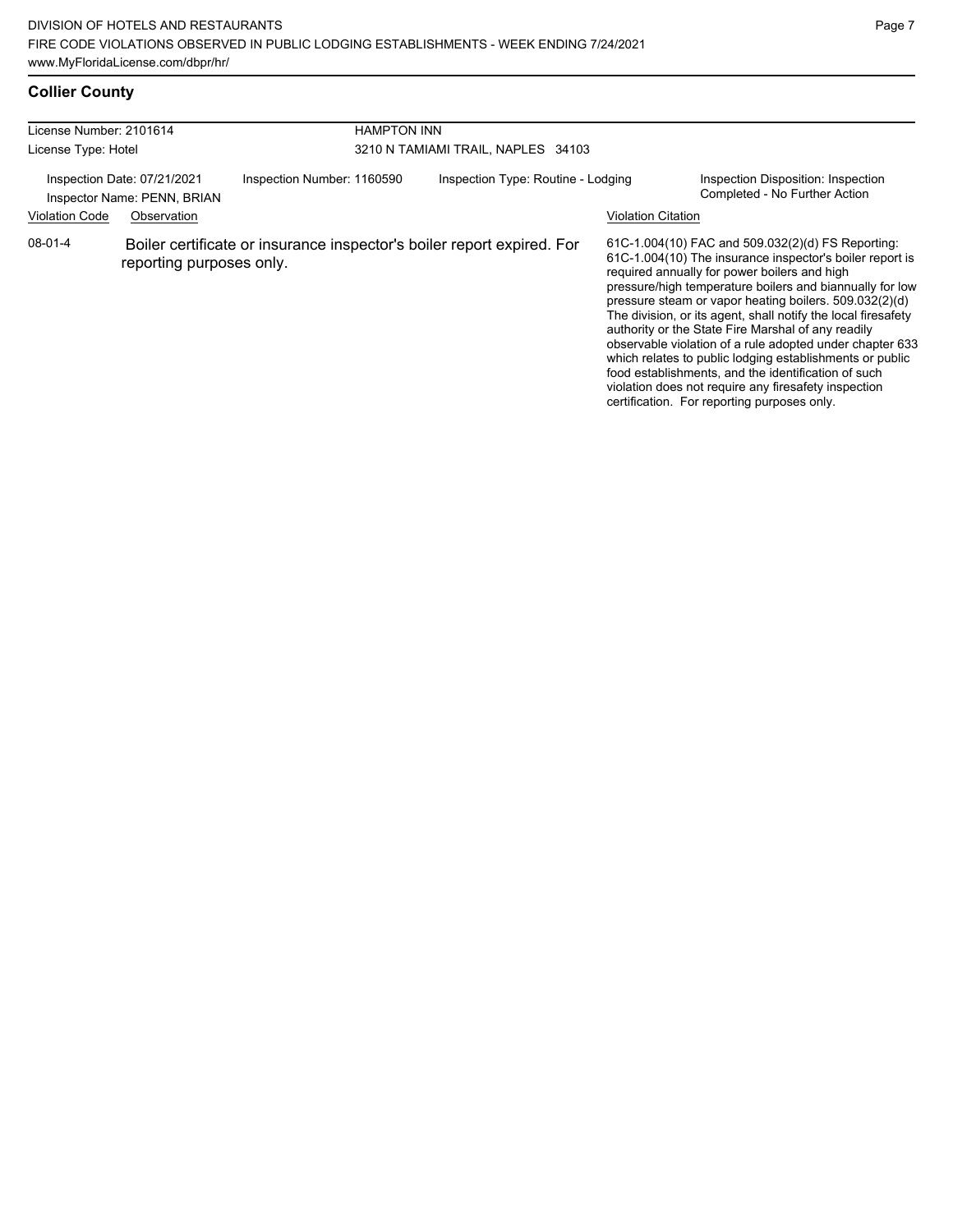## Collier County

| License Number: 2101614 | | HAMPTON INN | |
|---|---|---|---|
| License Type: Hotel | | 3210 N TAMIAMI TRAIL, NAPLES 34103 | |
| Inspection Date: 07/21/2021<br>Inspector Name: PENN, BRIAN | Inspection Number: 1160590 | Inspection Type: Routine - Lodging | Inspection Disposition: Inspection Completed - No Further Action |

| Violation Code | Observation | Violation Citation |
|---|---|---|
| 08-01-4 | Boiler certificate or insurance inspector's boiler report expired. For reporting purposes only. | 61C-1.004(10) FAC and 509.032(2)(d) FS Reporting: 61C-1.004(10) The insurance inspector's boiler report is required annually for power boilers and high pressure/high temperature boilers and biannually for low pressure steam or vapor heating boilers. 509.032(2)(d) The division, or its agent, shall notify the local firesafety authority or the State Fire Marshal of any readily observable violation of a rule adopted under chapter 633 which relates to public lodging establishments or public food establishments, and the identification of such violation does not require any firesafety inspection certification. For reporting purposes only. |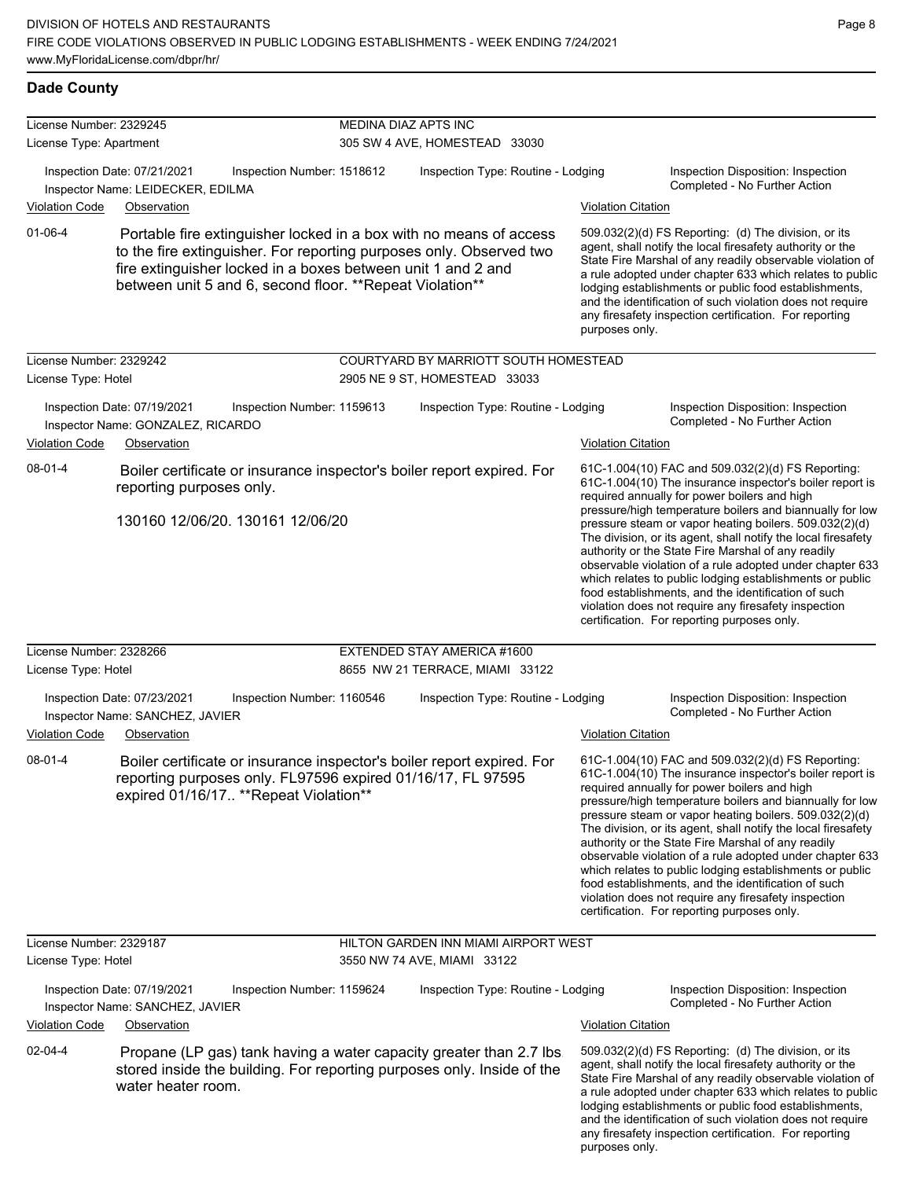## Dade County

**License Number:** 2329245
**License Type:** Apartment
**MEDINA DIAZ APTS INC**
305 SW 4 AVE, HOMESTEAD 33030

Inspection Date: 07/21/2021 | Inspection Number: 1518612 | Inspection Type: Routine - Lodging | Inspection Disposition: Inspection Completed - No Further Action
Inspector Name: LEIDECKER, EDILMA

| Violation Code | Observation | Violation Citation |
|---|---|---|
| 01-06-4 | Portable fire extinguisher locked in a box with no means of access to the fire extinguisher. For reporting purposes only. Observed two fire extinguisher locked in a boxes between unit 1 and 2 and between unit 5 and 6, second floor. **Repeat Violation** | 509.032(2)(d) FS Reporting: (d) The division, or its agent, shall notify the local firesafety authority or the State Fire Marshal of any readily observable violation of a rule adopted under chapter 633 which relates to public lodging establishments or public food establishments, and the identification of such violation does not require any firesafety inspection certification. For reporting purposes only. |

**License Number:** 2329242
**License Type:** Hotel
**COURTYARD BY MARRIOTT SOUTH HOMESTEAD**
2905 NE 9 ST, HOMESTEAD 33033

Inspection Date: 07/19/2021 | Inspection Number: 1159613 | Inspection Type: Routine - Lodging | Inspection Disposition: Inspection Completed - No Further Action
Inspector Name: GONZALEZ, RICARDO

| Violation Code | Observation | Violation Citation |
|---|---|---|
| 08-01-4 | Boiler certificate or insurance inspector's boiler report expired. For reporting purposes only.<br><br>130160 12/06/20. 130161 12/06/20 | 61C-1.004(10) FAC and 509.032(2)(d) FS Reporting: 61C-1.004(10) The insurance inspector's boiler report is required annually for power boilers and high pressure/high temperature boilers and biannually for low pressure steam or vapor heating boilers. 509.032(2)(d) The division, or its agent, shall notify the local firesafety authority or the State Fire Marshal of any readily observable violation of a rule adopted under chapter 633 which relates to public lodging establishments or public food establishments, and the identification of such violation does not require any firesafety inspection certification. For reporting purposes only. |

**License Number:** 2328266
**License Type:** Hotel
**EXTENDED STAY AMERICA #1600**
8655 NW 21 TERRACE, MIAMI 33122

Inspection Date: 07/23/2021 | Inspection Number: 1160546 | Inspection Type: Routine - Lodging | Inspection Disposition: Inspection Completed - No Further Action
Inspector Name: SANCHEZ, JAVIER

| Violation Code | Observation | Violation Citation |
|---|---|---|
| 08-01-4 | Boiler certificate or insurance inspector's boiler report expired. For reporting purposes only. FL97596 expired 01/16/17, FL 97595 expired 01/16/17.. **Repeat Violation** | 61C-1.004(10) FAC and 509.032(2)(d) FS Reporting: 61C-1.004(10) The insurance inspector's boiler report is required annually for power boilers and high pressure/high temperature boilers and biannually for low pressure steam or vapor heating boilers. 509.032(2)(d) The division, or its agent, shall notify the local firesafety authority or the State Fire Marshal of any readily observable violation of a rule adopted under chapter 633 which relates to public lodging establishments or public food establishments, and the identification of such violation does not require any firesafety inspection certification. For reporting purposes only. |

**License Number:** 2329187
**License Type:** Hotel
**HILTON GARDEN INN MIAMI AIRPORT WEST**
3550 NW 74 AVE, MIAMI 33122

Inspection Date: 07/19/2021 | Inspection Number: 1159624 | Inspection Type: Routine - Lodging | Inspection Disposition: Inspection Completed - No Further Action
Inspector Name: SANCHEZ, JAVIER

| Violation Code | Observation | Violation Citation |
|---|---|---|
| 02-04-4 | Propane (LP gas) tank having a water capacity greater than 2.7 lbs. stored inside the building. For reporting purposes only. Inside of the water heater room. | 509.032(2)(d) FS Reporting: (d) The division, or its agent, shall notify the local firesafety authority or the State Fire Marshal of any readily observable violation of a rule adopted under chapter 633 which relates to public lodging establishments or public food establishments, and the identification of such violation does not require any firesafety inspection certification. For reporting purposes only. |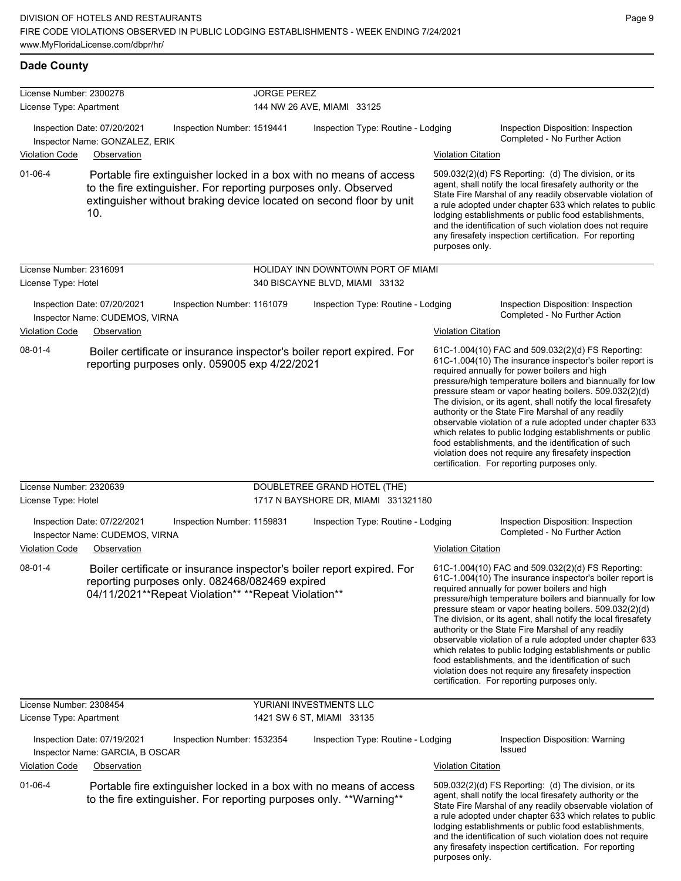## Dade County

**License Number:** 2300278
**License Type:** Apartment

JORGE PEREZ
144 NW 26 AVE, MIAMI 33125

Inspection Date: 07/20/2021 | Inspection Number: 1519441 | Inspection Type: Routine - Lodging | Inspection Disposition: Inspection Completed - No Further Action

Inspector Name: GONZALEZ, ERIK

| Violation Code | Observation | Violation Citation |
|---|---|---|
| 01-06-4 | Portable fire extinguisher locked in a box with no means of access to the fire extinguisher. For reporting purposes only. Observed extinguisher without braking device located on second floor by unit 10. | 509.032(2)(d) FS Reporting: (d) The division, or its agent, shall notify the local firesafety authority or the State Fire Marshal of any readily observable violation of a rule adopted under chapter 633 which relates to public lodging establishments or public food establishments, and the identification of such violation does not require any firesafety inspection certification. For reporting purposes only. |

---

**License Number:** 2316091
**License Type:** Hotel

HOLIDAY INN DOWNTOWN PORT OF MIAMI
340 BISCAYNE BLVD, MIAMI 33132

Inspection Date: 07/20/2021 | Inspection Number: 1161079 | Inspection Type: Routine - Lodging | Inspection Disposition: Inspection Completed - No Further Action

Inspector Name: CUDEMOS, VIRNA

| Violation Code | Observation | Violation Citation |
|---|---|---|
| 08-01-4 | Boiler certificate or insurance inspector's boiler report expired. For reporting purposes only. 059005 exp 4/22/2021 | 61C-1.004(10) FAC and 509.032(2)(d) FS Reporting: 61C-1.004(10) The insurance inspector's boiler report is required annually for power boilers and high pressure/high temperature boilers and biannually for low pressure steam or vapor heating boilers. 509.032(2)(d) The division, or its agent, shall notify the local firesafety authority or the State Fire Marshal of any readily observable violation of a rule adopted under chapter 633 which relates to public lodging establishments or public food establishments, and the identification of such violation does not require any firesafety inspection certification. For reporting purposes only. |

---

**License Number:** 2320639
**License Type:** Hotel

DOUBLETREE GRAND HOTEL (THE)
1717 N BAYSHORE DR, MIAMI 331321180

Inspection Date: 07/22/2021 | Inspection Number: 1159831 | Inspection Type: Routine - Lodging | Inspection Disposition: Inspection Completed - No Further Action

Inspector Name: CUDEMOS, VIRNA

| Violation Code | Observation | Violation Citation |
|---|---|---|
| 08-01-4 | Boiler certificate or insurance inspector's boiler report expired. For reporting purposes only. 082468/082469 expired 04/11/2021**Repeat Violation** **Repeat Violation** | 61C-1.004(10) FAC and 509.032(2)(d) FS Reporting: 61C-1.004(10) The insurance inspector's boiler report is required annually for power boilers and high pressure/high temperature boilers and biannually for low pressure steam or vapor heating boilers. 509.032(2)(d) The division, or its agent, shall notify the local firesafety authority or the State Fire Marshal of any readily observable violation of a rule adopted under chapter 633 which relates to public lodging establishments or public food establishments, and the identification of such violation does not require any firesafety inspection certification. For reporting purposes only. |

---

**License Number:** 2308454
**License Type:** Apartment

YURIANI INVESTMENTS LLC
1421 SW 6 ST, MIAMI 33135

Inspection Date: 07/19/2021 | Inspection Number: 1532354 | Inspection Type: Routine - Lodging | Inspection Disposition: Warning Issued

Inspector Name: GARCIA, B OSCAR

| Violation Code | Observation | Violation Citation |
|---|---|---|
| 01-06-4 | Portable fire extinguisher locked in a box with no means of access to the fire extinguisher. For reporting purposes only. **Warning** | 509.032(2)(d) FS Reporting: (d) The division, or its agent, shall notify the local firesafety authority or the State Fire Marshal of any readily observable violation of a rule adopted under chapter 633 which relates to public lodging establishments or public food establishments, and the identification of such violation does not require any firesafety inspection certification. For reporting purposes only. |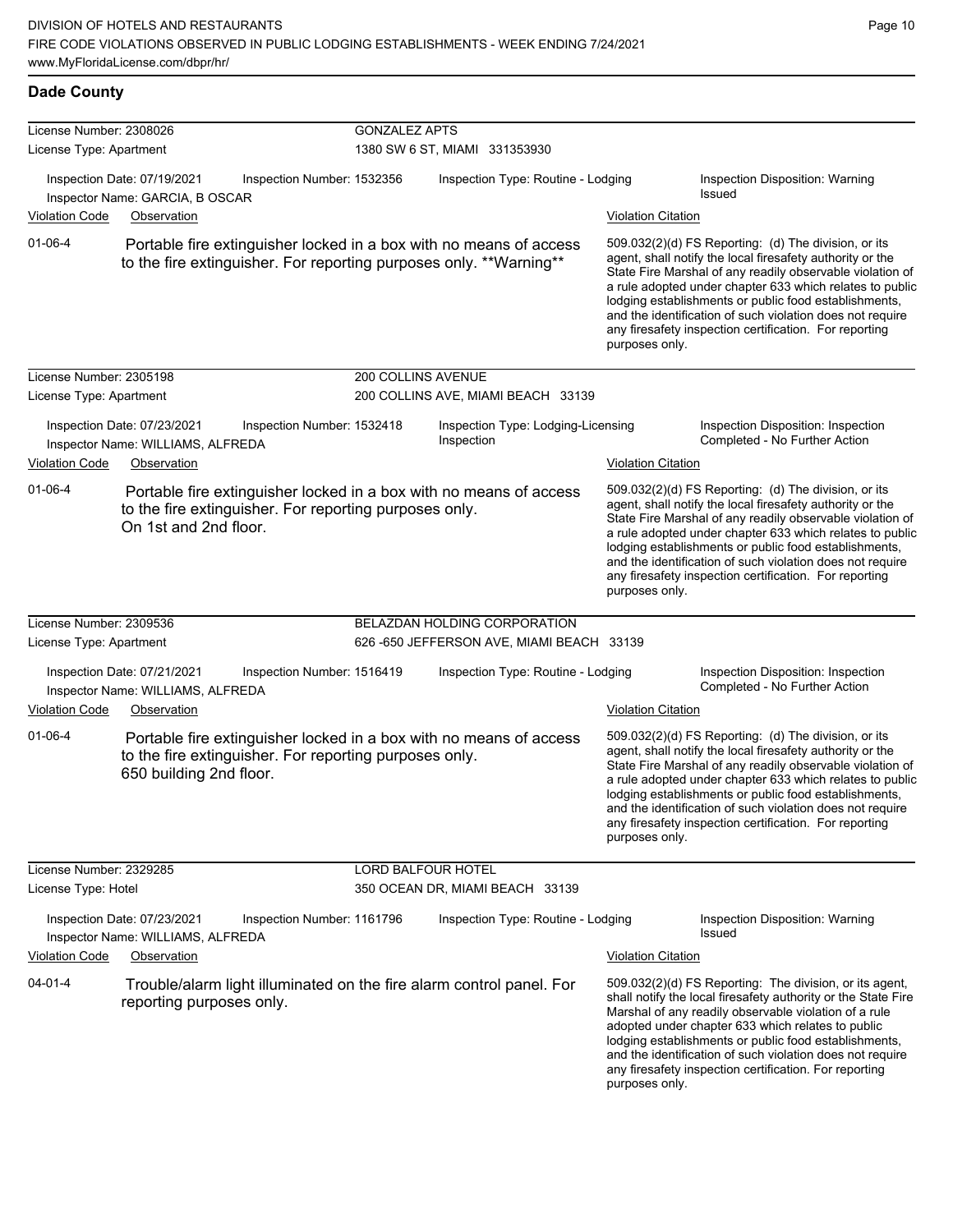DIVISION OF HOTELS AND RESTAURANTS
FIRE CODE VIOLATIONS OBSERVED IN PUBLIC LODGING ESTABLISHMENTS - WEEK ENDING 7/24/2021
www.MyFloridaLicense.com/dbpr/hr/

## Dade County

**License Number:** 2308026 — **GONZALEZ APTS**
**License Type:** Apartment — 1380 SW 6 ST, MIAMI 331353930

Inspection Date: 07/19/2021 | Inspection Number: 1532356 | Inspection Type: Routine - Lodging | Inspection Disposition: Warning Issued
Inspector Name: GARCIA, B OSCAR

| Violation Code | Observation | Violation Citation |
|---|---|---|
| 01-06-4 | Portable fire extinguisher locked in a box with no means of access to the fire extinguisher. For reporting purposes only. **Warning** | 509.032(2)(d) FS Reporting: (d) The division, or its agent, shall notify the local firesafety authority or the State Fire Marshal of any readily observable violation of a rule adopted under chapter 633 which relates to public lodging establishments or public food establishments, and the identification of such violation does not require any firesafety inspection certification. For reporting purposes only. |

**License Number:** 2305198 — **200 COLLINS AVENUE**
**License Type:** Apartment — 200 COLLINS AVE, MIAMI BEACH 33139

Inspection Date: 07/23/2021 | Inspection Number: 1532418 | Inspection Type: Lodging-Licensing Inspection | Inspection Disposition: Inspection Completed - No Further Action
Inspector Name: WILLIAMS, ALFREDA

| Violation Code | Observation | Violation Citation |
|---|---|---|
| 01-06-4 | Portable fire extinguisher locked in a box with no means of access to the fire extinguisher. For reporting purposes only. On 1st and 2nd floor. | 509.032(2)(d) FS Reporting: (d) The division, or its agent, shall notify the local firesafety authority or the State Fire Marshal of any readily observable violation of a rule adopted under chapter 633 which relates to public lodging establishments or public food establishments, and the identification of such violation does not require any firesafety inspection certification. For reporting purposes only. |

**License Number:** 2309536 — **BELAZDAN HOLDING CORPORATION**
**License Type:** Apartment — 626 -650 JEFFERSON AVE, MIAMI BEACH 33139

Inspection Date: 07/21/2021 | Inspection Number: 1516419 | Inspection Type: Routine - Lodging | Inspection Disposition: Inspection Completed - No Further Action
Inspector Name: WILLIAMS, ALFREDA

| Violation Code | Observation | Violation Citation |
|---|---|---|
| 01-06-4 | Portable fire extinguisher locked in a box with no means of access to the fire extinguisher. For reporting purposes only. 650 building 2nd floor. | 509.032(2)(d) FS Reporting: (d) The division, or its agent, shall notify the local firesafety authority or the State Fire Marshal of any readily observable violation of a rule adopted under chapter 633 which relates to public lodging establishments or public food establishments, and the identification of such violation does not require any firesafety inspection certification. For reporting purposes only. |

**License Number:** 2329285 — **LORD BALFOUR HOTEL**
**License Type:** Hotel — 350 OCEAN DR, MIAMI BEACH 33139

Inspection Date: 07/23/2021 | Inspection Number: 1161796 | Inspection Type: Routine - Lodging | Inspection Disposition: Warning Issued
Inspector Name: WILLIAMS, ALFREDA

| Violation Code | Observation | Violation Citation |
|---|---|---|
| 04-01-4 | Trouble/alarm light illuminated on the fire alarm control panel. For reporting purposes only. | 509.032(2)(d) FS Reporting: The division, or its agent, shall notify the local firesafety authority or the State Fire Marshal of any readily observable violation of a rule adopted under chapter 633 which relates to public lodging establishments or public food establishments, and the identification of such violation does not require any firesafety inspection certification. For reporting purposes only. |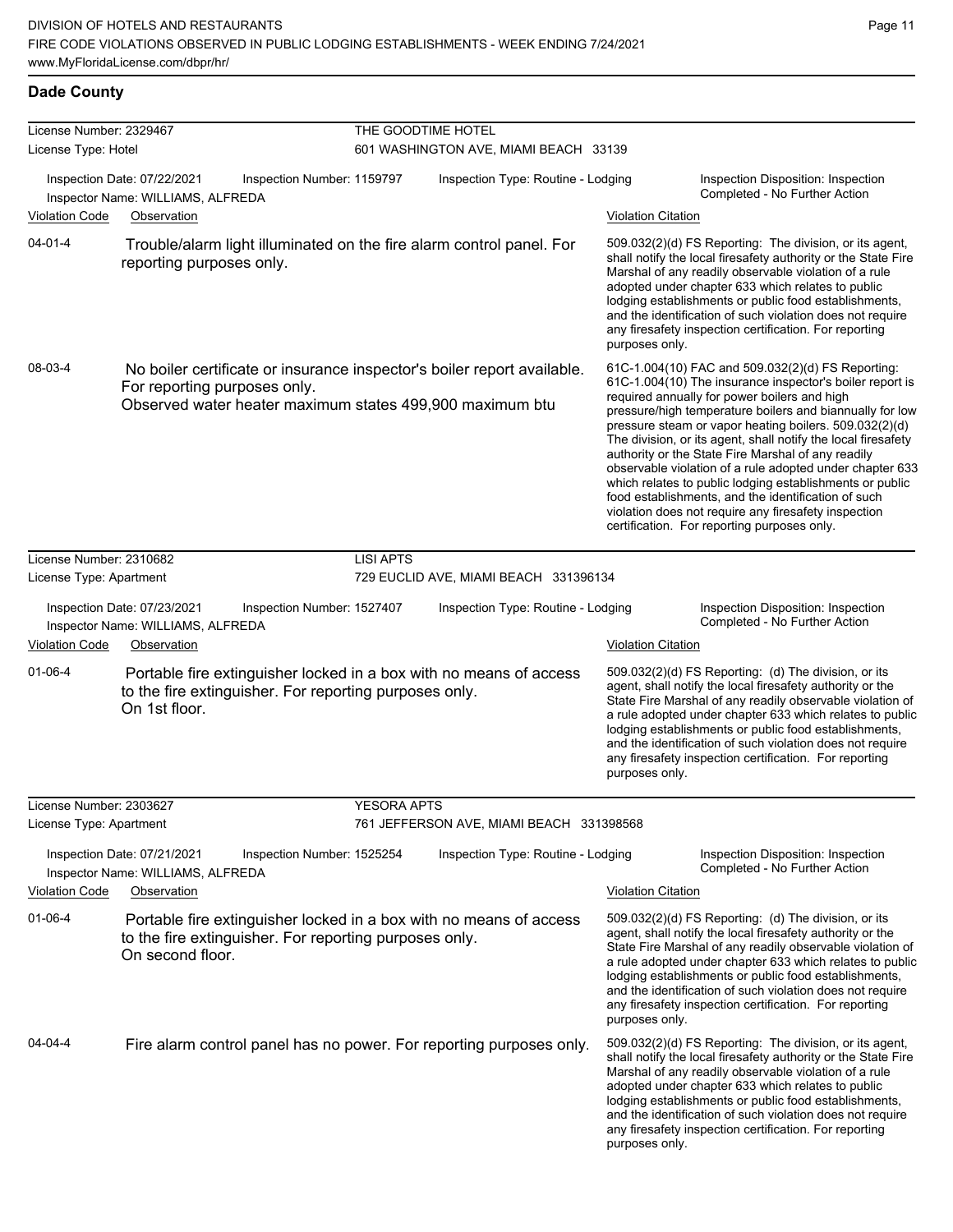## Dade County

**License Number:** 2329467 — **THE GOODTIME HOTEL**
**License Type:** Hotel — 601 WASHINGTON AVE, MIAMI BEACH 33139

Inspection Date: 07/22/2021 | Inspection Number: 1159797 | Inspection Type: Routine - Lodging | Inspection Disposition: Inspection Completed - No Further Action
Inspector Name: WILLIAMS, ALFREDA

| Violation Code | Observation | Violation Citation |
|---|---|---|
| 04-01-4 | Trouble/alarm light illuminated on the fire alarm control panel. For reporting purposes only. | 509.032(2)(d) FS Reporting: The division, or its agent, shall notify the local firesafety authority or the State Fire Marshal of any readily observable violation of a rule adopted under chapter 633 which relates to public lodging establishments or public food establishments, and the identification of such violation does not require any firesafety inspection certification. For reporting purposes only. |
| 08-03-4 | No boiler certificate or insurance inspector's boiler report available. For reporting purposes only. Observed water heater maximum states 499,900 maximum btu | 61C-1.004(10) FAC and 509.032(2)(d) FS Reporting: 61C-1.004(10) The insurance inspector's boiler report is required annually for power boilers and high pressure/high temperature boilers and biannually for low pressure steam or vapor heating boilers. 509.032(2)(d) The division, or its agent, shall notify the local firesafety authority or the State Fire Marshal of any readily observable violation of a rule adopted under chapter 633 which relates to public lodging establishments or public food establishments, and the identification of such violation does not require any firesafety inspection certification. For reporting purposes only. |

**License Number:** 2310682 — **LISI APTS**
**License Type:** Apartment — 729 EUCLID AVE, MIAMI BEACH 331396134

Inspection Date: 07/23/2021 | Inspection Number: 1527407 | Inspection Type: Routine - Lodging | Inspection Disposition: Inspection Completed - No Further Action
Inspector Name: WILLIAMS, ALFREDA

| Violation Code | Observation | Violation Citation |
|---|---|---|
| 01-06-4 | Portable fire extinguisher locked in a box with no means of access to the fire extinguisher. For reporting purposes only. On 1st floor. | 509.032(2)(d) FS Reporting: (d) The division, or its agent, shall notify the local firesafety authority or the State Fire Marshal of any readily observable violation of a rule adopted under chapter 633 which relates to public lodging establishments or public food establishments, and the identification of such violation does not require any firesafety inspection certification. For reporting purposes only. |

**License Number:** 2303627 — **YESORA APTS**
**License Type:** Apartment — 761 JEFFERSON AVE, MIAMI BEACH 331398568

Inspection Date: 07/21/2021 | Inspection Number: 1525254 | Inspection Type: Routine - Lodging | Inspection Disposition: Inspection Completed - No Further Action
Inspector Name: WILLIAMS, ALFREDA

| Violation Code | Observation | Violation Citation |
|---|---|---|
| 01-06-4 | Portable fire extinguisher locked in a box with no means of access to the fire extinguisher. For reporting purposes only. On second floor. | 509.032(2)(d) FS Reporting: (d) The division, or its agent, shall notify the local firesafety authority or the State Fire Marshal of any readily observable violation of a rule adopted under chapter 633 which relates to public lodging establishments or public food establishments, and the identification of such violation does not require any firesafety inspection certification. For reporting purposes only. |
| 04-04-4 | Fire alarm control panel has no power. For reporting purposes only. | 509.032(2)(d) FS Reporting: The division, or its agent, shall notify the local firesafety authority or the State Fire Marshal of any readily observable violation of a rule adopted under chapter 633 which relates to public lodging establishments or public food establishments, and the identification of such violation does not require any firesafety inspection certification. For reporting purposes only. |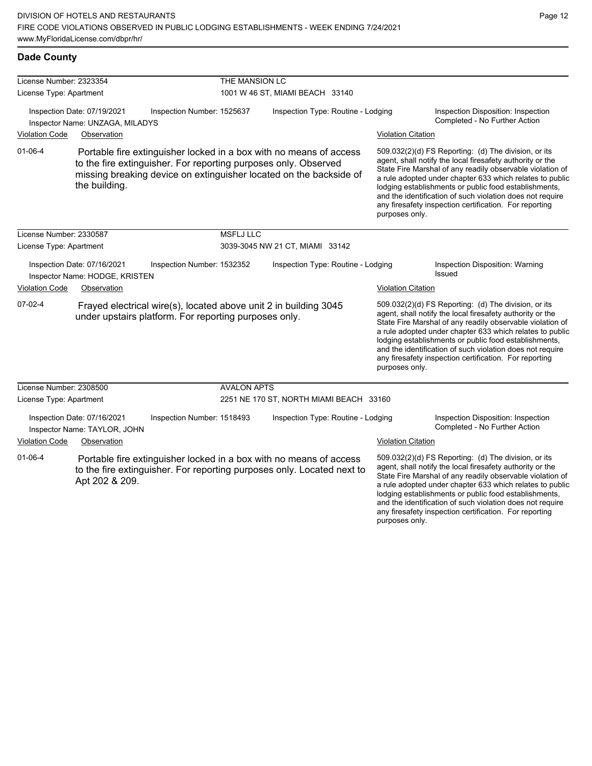## Dade County

**License Number:** 2323354 — THE MANSION LC
**License Type:** Apartment — 1001 W 46 ST, MIAMI BEACH 33140

Inspection Date: 07/19/2021 | Inspection Number: 1525637 | Inspection Type: Routine - Lodging | Inspection Disposition: Inspection Completed - No Further Action
Inspector Name: UNZAGA, MILADYS

| Violation Code | Observation | Violation Citation |
|---|---|---|
| 01-06-4 | Portable fire extinguisher locked in a box with no means of access to the fire extinguisher. For reporting purposes only. Observed missing breaking device on extinguisher located on the backside of the building. | 509.032(2)(d) FS Reporting: (d) The division, or its agent, shall notify the local firesafety authority or the State Fire Marshal of any readily observable violation of a rule adopted under chapter 633 which relates to public lodging establishments or public food establishments, and the identification of such violation does not require any firesafety inspection certification. For reporting purposes only. |

**License Number:** 2330587 — MSFLJ LLC
**License Type:** Apartment — 3039-3045 NW 21 CT, MIAMI 33142

Inspection Date: 07/16/2021 | Inspection Number: 1532352 | Inspection Type: Routine - Lodging | Inspection Disposition: Warning Issued
Inspector Name: HODGE, KRISTEN

| Violation Code | Observation | Violation Citation |
|---|---|---|
| 07-02-4 | Frayed electrical wire(s), located above unit 2 in building 3045 under upstairs platform. For reporting purposes only. | 509.032(2)(d) FS Reporting: (d) The division, or its agent, shall notify the local firesafety authority or the State Fire Marshal of any readily observable violation of a rule adopted under chapter 633 which relates to public lodging establishments or public food establishments, and the identification of such violation does not require any firesafety inspection certification. For reporting purposes only. |

**License Number:** 2308500 — AVALON APTS
**License Type:** Apartment — 2251 NE 170 ST, NORTH MIAMI BEACH 33160

Inspection Date: 07/16/2021 | Inspection Number: 1518493 | Inspection Type: Routine - Lodging | Inspection Disposition: Inspection Completed - No Further Action
Inspector Name: TAYLOR, JOHN

| Violation Code | Observation | Violation Citation |
|---|---|---|
| 01-06-4 | Portable fire extinguisher locked in a box with no means of access to the fire extinguisher. For reporting purposes only. Located next to Apt 202 & 209. | 509.032(2)(d) FS Reporting: (d) The division, or its agent, shall notify the local firesafety authority or the State Fire Marshal of any readily observable violation of a rule adopted under chapter 633 which relates to public lodging establishments or public food establishments, and the identification of such violation does not require any firesafety inspection certification. For reporting purposes only. |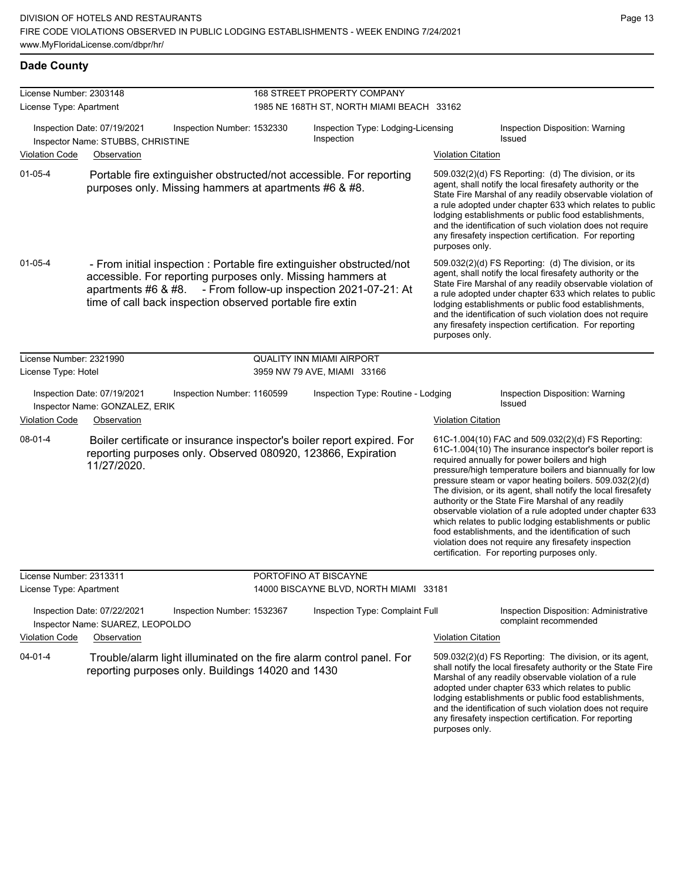## Dade County

**License Number:** 2303148
**License Type:** Apartment
**168 STREET PROPERTY COMPANY**
1985 NE 168TH ST, NORTH MIAMI BEACH 33162

Inspection Date: 07/19/2021 | Inspection Number: 1532330 | Inspection Type: Lodging-Licensing Inspection | Inspection Disposition: Warning Issued
Inspector Name: STUBBS, CHRISTINE

| Violation Code | Observation | Violation Citation |
|---|---|---|
| 01-05-4 | Portable fire extinguisher obstructed/not accessible. For reporting purposes only. Missing hammers at apartments #6 & #8. | 509.032(2)(d) FS Reporting: (d) The division, or its agent, shall notify the local firesafety authority or the State Fire Marshal of any readily observable violation of a rule adopted under chapter 633 which relates to public lodging establishments or public food establishments, and the identification of such violation does not require any firesafety inspection certification. For reporting purposes only. |
| 01-05-4 | - From initial inspection : Portable fire extinguisher obstructed/not accessible. For reporting purposes only. Missing hammers at apartments #6 & #8. - From follow-up inspection 2021-07-21: At time of call back inspection observed portable fire extin | 509.032(2)(d) FS Reporting: (d) The division, or its agent, shall notify the local firesafety authority or the State Fire Marshal of any readily observable violation of a rule adopted under chapter 633 which relates to public lodging establishments or public food establishments, and the identification of such violation does not require any firesafety inspection certification. For reporting purposes only. |

**License Number:** 2321990
**License Type:** Hotel
**QUALITY INN MIAMI AIRPORT**
3959 NW 79 AVE, MIAMI 33166

Inspection Date: 07/19/2021 | Inspection Number: 1160599 | Inspection Type: Routine - Lodging | Inspection Disposition: Warning Issued
Inspector Name: GONZALEZ, ERIK

| Violation Code | Observation | Violation Citation |
|---|---|---|
| 08-01-4 | Boiler certificate or insurance inspector's boiler report expired. For reporting purposes only. Observed 080920, 123866, Expiration 11/27/2020. | 61C-1.004(10) FAC and 509.032(2)(d) FS Reporting: 61C-1.004(10) The insurance inspector's boiler report is required annually for power boilers and high pressure/high temperature boilers and biannually for low pressure steam or vapor heating boilers. 509.032(2)(d) The division, or its agent, shall notify the local firesafety authority or the State Fire Marshal of any readily observable violation of a rule adopted under chapter 633 which relates to public lodging establishments or public food establishments, and the identification of such violation does not require any firesafety inspection certification. For reporting purposes only. |

**License Number:** 2313311
**License Type:** Apartment
**PORTOFINO AT BISCAYNE**
14000 BISCAYNE BLVD, NORTH MIAMI 33181

Inspection Date: 07/22/2021 | Inspection Number: 1532367 | Inspection Type: Complaint Full | Inspection Disposition: Administrative complaint recommended
Inspector Name: SUAREZ, LEOPOLDO

| Violation Code | Observation | Violation Citation |
|---|---|---|
| 04-01-4 | Trouble/alarm light illuminated on the fire alarm control panel. For reporting purposes only. Buildings 14020 and 1430 | 509.032(2)(d) FS Reporting: The division, or its agent, shall notify the local firesafety authority or the State Fire Marshal of any readily observable violation of a rule adopted under chapter 633 which relates to public lodging establishments or public food establishments, and the identification of such violation does not require any firesafety inspection certification. For reporting purposes only. |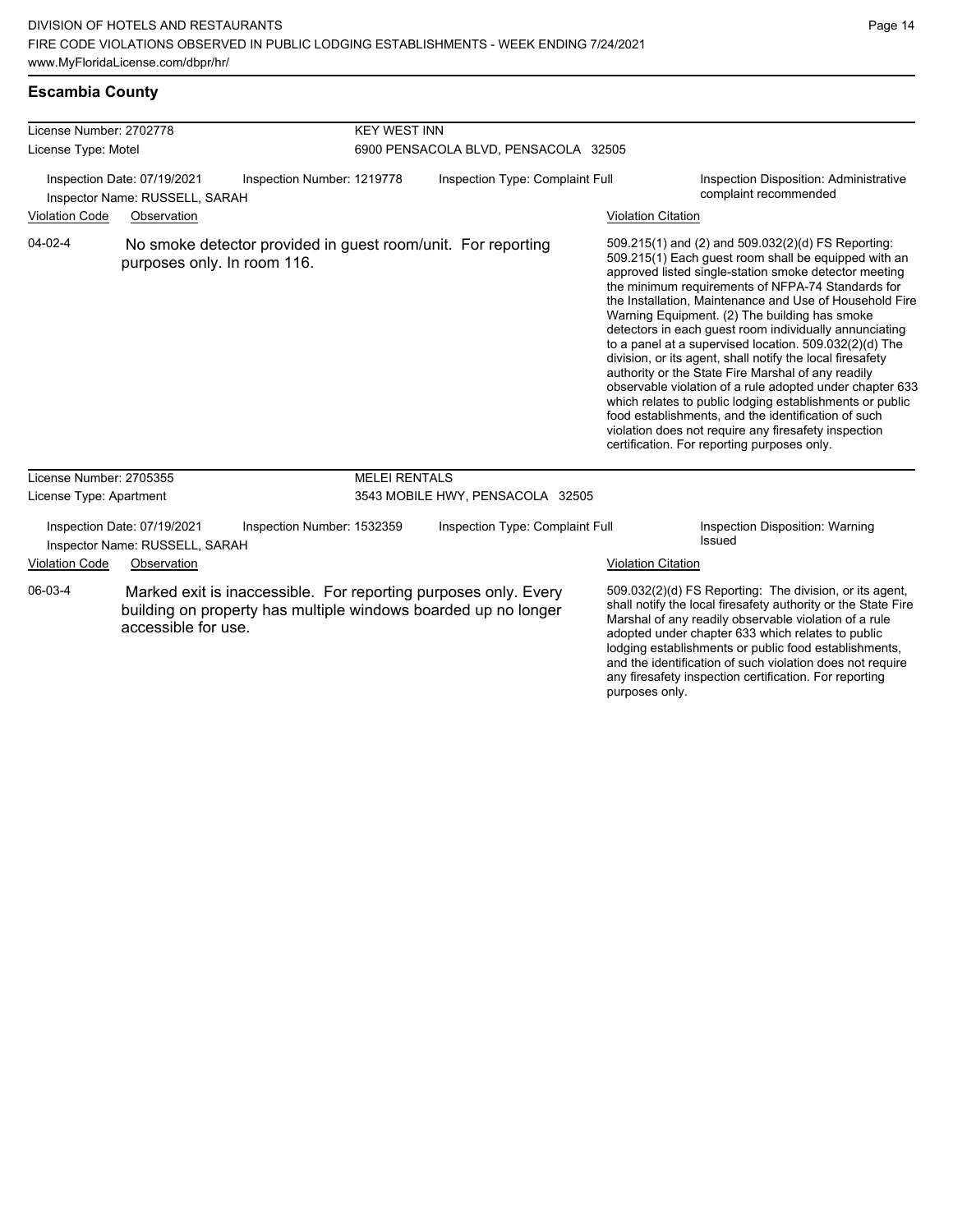## Escambia County

| License Number: 2702778 | KEY WEST INN |
|---|---|
| License Type: Motel | 6900 PENSACOLA BLVD, PENSACOLA 32505 |

Inspection Date: 07/19/2021 | Inspection Number: 1219778 | Inspection Type: Complaint Full | Inspection Disposition: Administrative complaint recommended

Inspector Name: RUSSELL, SARAH

| Violation Code | Observation | Violation Citation |
|---|---|---|
| 04-02-4 | No smoke detector provided in guest room/unit. For reporting purposes only. In room 116. | 509.215(1) and (2) and 509.032(2)(d) FS Reporting: 509.215(1) Each guest room shall be equipped with an approved listed single-station smoke detector meeting the minimum requirements of NFPA-74 Standards for the Installation, Maintenance and Use of Household Fire Warning Equipment. (2) The building has smoke detectors in each guest room individually annunciating to a panel at a supervised location. 509.032(2)(d) The division, or its agent, shall notify the local firesafety authority or the State Fire Marshal of any readily observable violation of a rule adopted under chapter 633 which relates to public lodging establishments or public food establishments, and the identification of such violation does not require any firesafety inspection certification. For reporting purposes only. |

| License Number: 2705355 | MELEI RENTALS |
|---|---|
| License Type: Apartment | 3543 MOBILE HWY, PENSACOLA 32505 |

Inspection Date: 07/19/2021 | Inspection Number: 1532359 | Inspection Type: Complaint Full | Inspection Disposition: Warning Issued

Inspector Name: RUSSELL, SARAH

| Violation Code | Observation | Violation Citation |
|---|---|---|
| 06-03-4 | Marked exit is inaccessible. For reporting purposes only. Every building on property has multiple windows boarded up no longer accessible for use. | 509.032(2)(d) FS Reporting: The division, or its agent, shall notify the local firesafety authority or the State Fire Marshal of any readily observable violation of a rule adopted under chapter 633 which relates to public lodging establishments or public food establishments, and the identification of such violation does not require any firesafety inspection certification. For reporting purposes only. |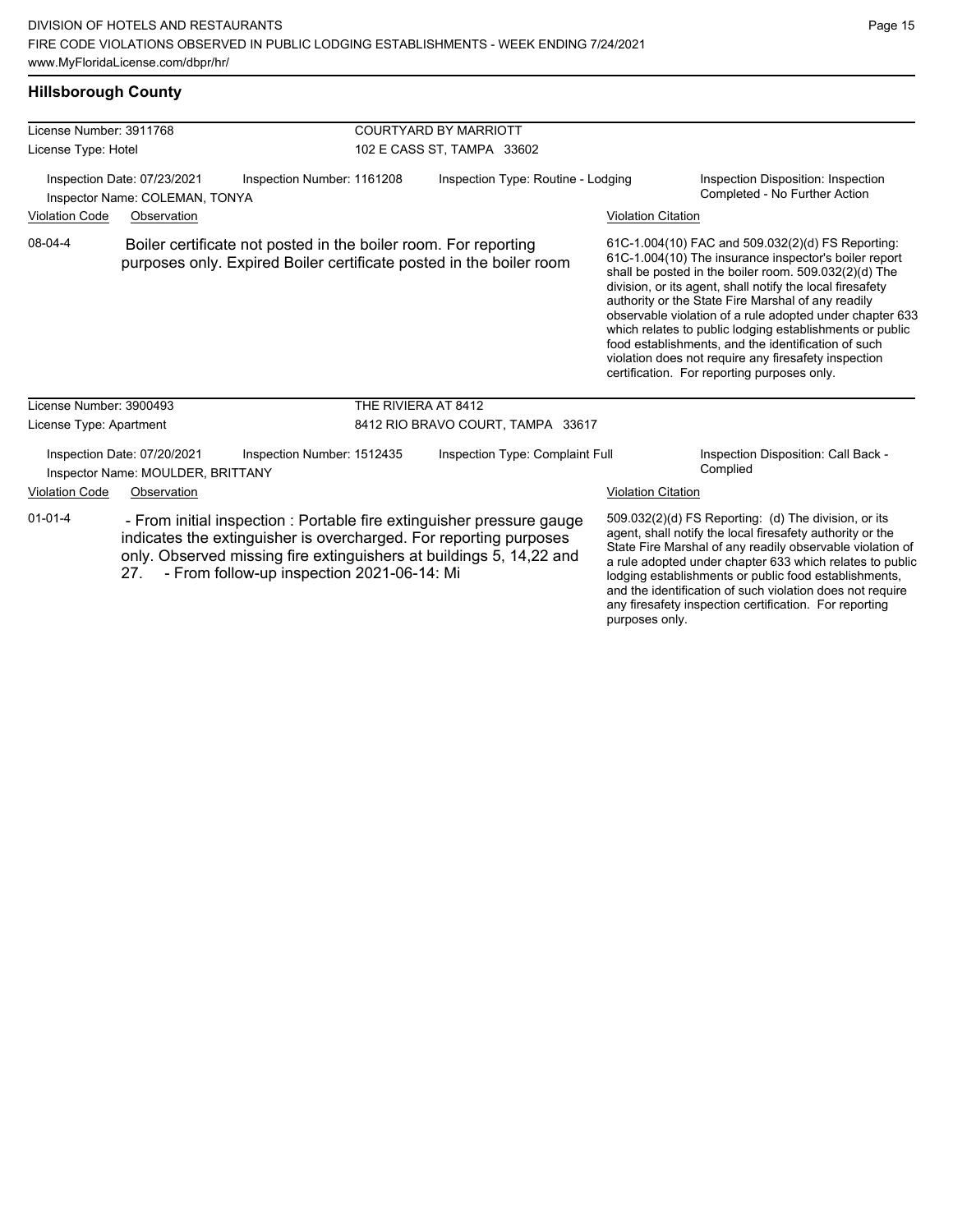## Hillsborough County

**License Number:** 3911768 — **COURTYARD BY MARRIOTT**
**License Type:** Hotel — 102 E CASS ST, TAMPA 33602

Inspection Date: 07/23/2021 | Inspection Number: 1161208 | Inspection Type: Routine - Lodging | Inspection Disposition: Inspection Completed - No Further Action
Inspector Name: COLEMAN, TONYA

| Violation Code | Observation | Violation Citation |
|---|---|---|
| 08-04-4 | Boiler certificate not posted in the boiler room. For reporting purposes only. Expired Boiler certificate posted in the boiler room | 61C-1.004(10) FAC and 509.032(2)(d) FS Reporting: 61C-1.004(10) The insurance inspector's boiler report shall be posted in the boiler room. 509.032(2)(d) The division, or its agent, shall notify the local firesafety authority or the State Fire Marshal of any readily observable violation of a rule adopted under chapter 633 which relates to public lodging establishments or public food establishments, and the identification of such violation does not require any firesafety inspection certification. For reporting purposes only. |

**License Number:** 3900493 — **THE RIVIERA AT 8412**
**License Type:** Apartment — 8412 RIO BRAVO COURT, TAMPA 33617

Inspection Date: 07/20/2021 | Inspection Number: 1512435 | Inspection Type: Complaint Full | Inspection Disposition: Call Back - Complied
Inspector Name: MOULDER, BRITTANY

| Violation Code | Observation | Violation Citation |
|---|---|---|
| 01-01-4 | - From initial inspection : Portable fire extinguisher pressure gauge indicates the extinguisher is overcharged. For reporting purposes only. Observed missing fire extinguishers at buildings 5, 14,22 and 27. - From follow-up inspection 2021-06-14: Mi | 509.032(2)(d) FS Reporting: (d) The division, or its agent, shall notify the local firesafety authority or the State Fire Marshal of any readily observable violation of a rule adopted under chapter 633 which relates to public lodging establishments or public food establishments, and the identification of such violation does not require any firesafety inspection certification. For reporting purposes only. |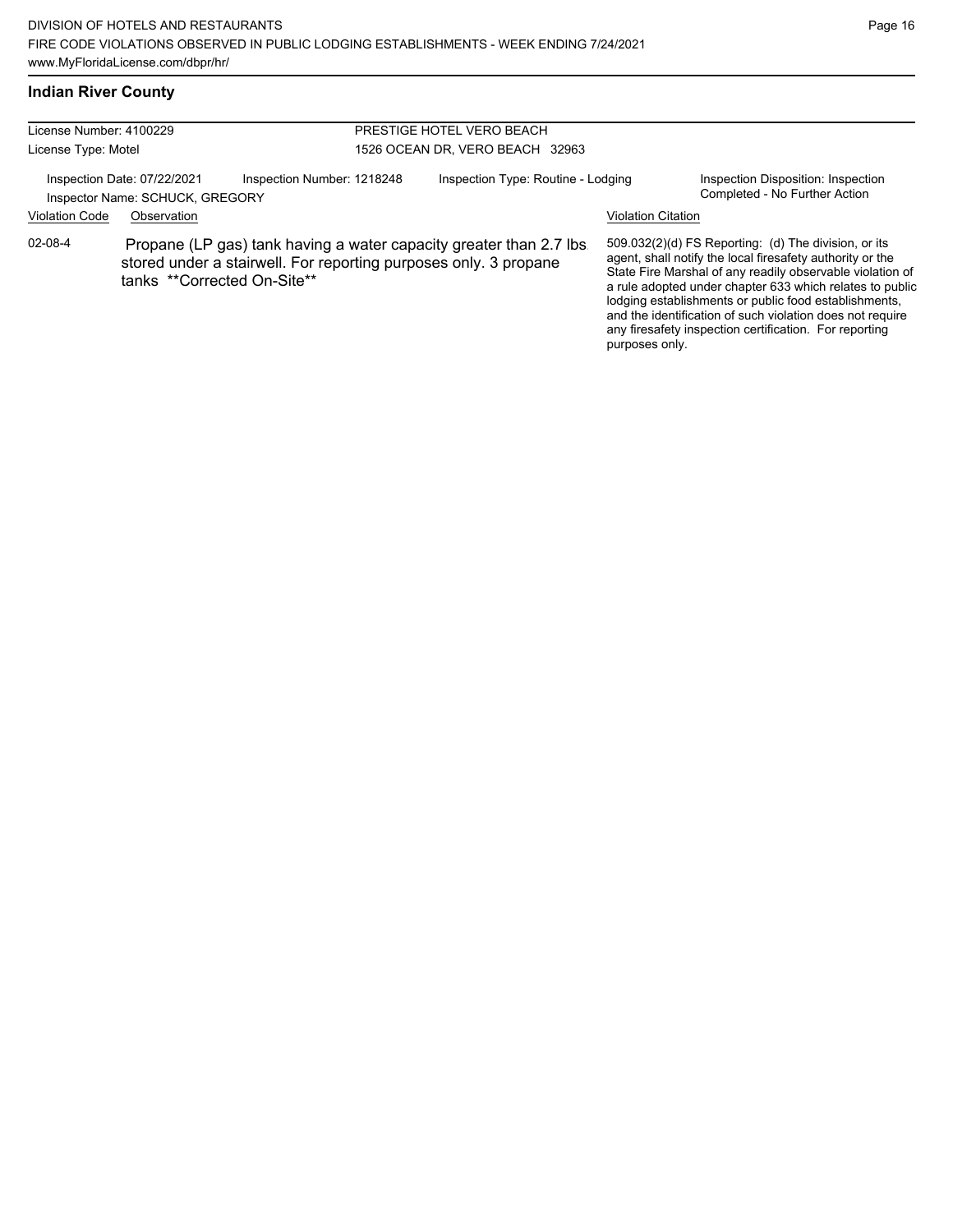## Indian River County

| License Number: 4100229 | PRESTIGE HOTEL VERO BEACH |
|---|---|
| License Type: Motel | 1526 OCEAN DR, VERO BEACH 32963 |

Inspection Date: 07/22/2021 | Inspection Number: 1218248 | Inspection Type: Routine - Lodging | Inspection Disposition: Inspection Completed - No Further Action

Inspector Name: SCHUCK, GREGORY

| Violation Code | Observation | Violation Citation |
|---|---|---|
| 02-08-4 | Propane (LP gas) tank having a water capacity greater than 2.7 lbs. stored under a stairwell. For reporting purposes only. 3 propane tanks **Corrected On-Site** | 509.032(2)(d) FS Reporting: (d) The division, or its agent, shall notify the local firesafety authority or the State Fire Marshal of any readily observable violation of a rule adopted under chapter 633 which relates to public lodging establishments or public food establishments, and the identification of such violation does not require any firesafety inspection certification. For reporting purposes only. |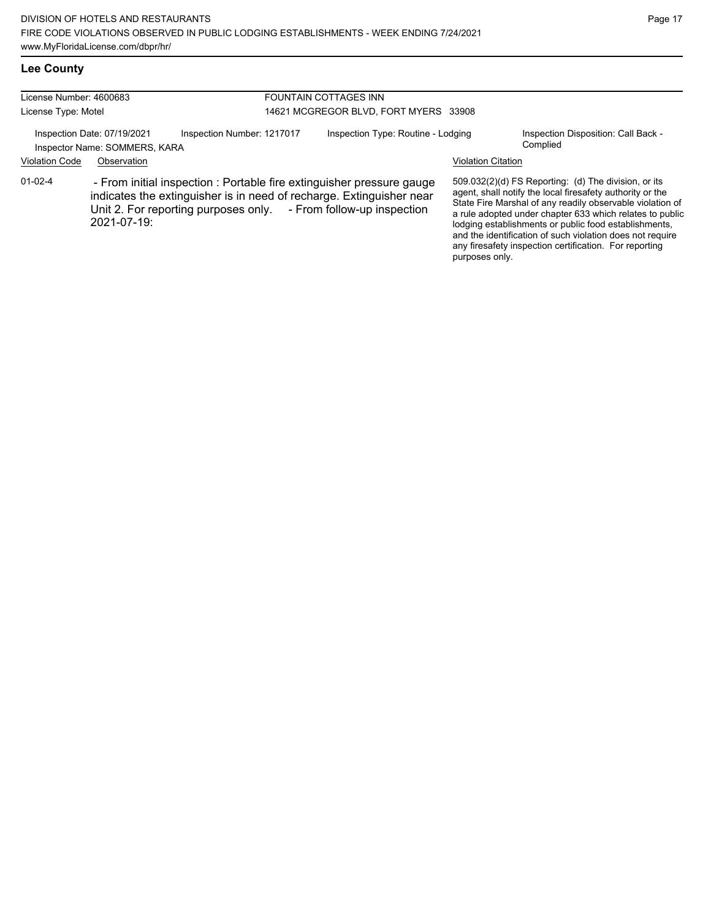## Lee County

License Number: 4600683
License Type: Motel

FOUNTAIN COTTAGES INN
14621 MCGREGOR BLVD, FORT MYERS 33908

Inspection Date: 07/19/2021
Inspector Name: SOMMERS, KARA
Inspection Number: 1217017
Inspection Type: Routine - Lodging
Inspection Disposition: Call Back - Complied

| Violation Code | Observation | Violation Citation |
|---|---|---|
| 01-02-4 | - From initial inspection : Portable fire extinguisher pressure gauge indicates the extinguisher is in need of recharge. Extinguisher near Unit 2. For reporting purposes only. - From follow-up inspection 2021-07-19: | 509.032(2)(d) FS Reporting: (d) The division, or its agent, shall notify the local firesafety authority or the State Fire Marshal of any readily observable violation of a rule adopted under chapter 633 which relates to public lodging establishments or public food establishments, and the identification of such violation does not require any firesafety inspection certification. For reporting purposes only. |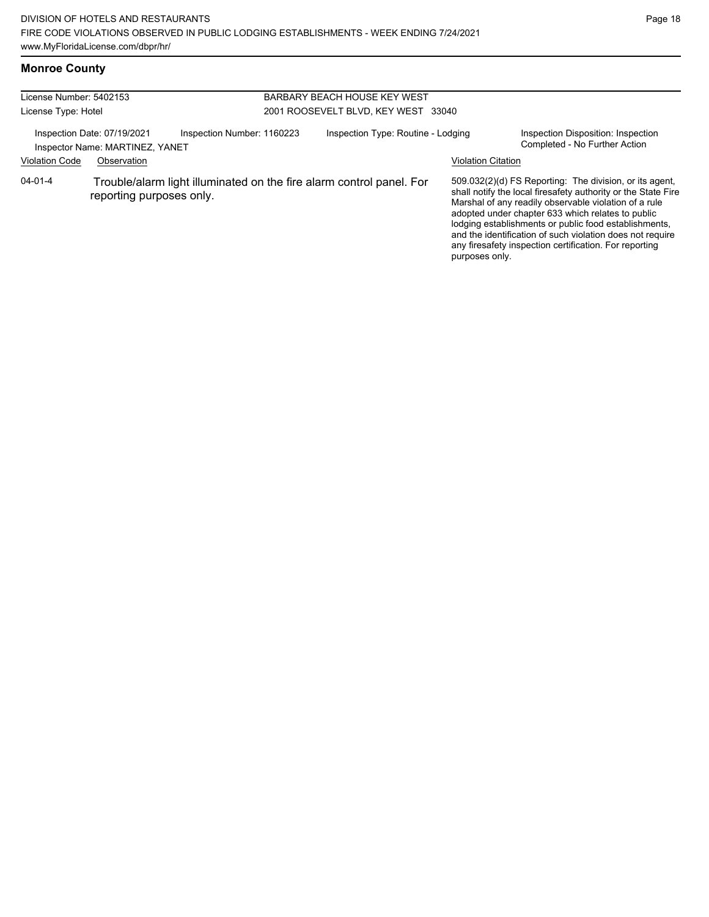## Monroe County

| License Number: 5402153 | BARBARY BEACH HOUSE KEY WEST |
|---|---|
| License Type: Hotel | 2001 ROOSEVELT BLVD, KEY WEST 33040 |

Inspection Date: 07/19/2021 | Inspection Number: 1160223 | Inspection Type: Routine - Lodging | Inspection Disposition: Inspection Completed - No Further Action

Inspector Name: MARTINEZ, YANET

| Violation Code | Observation | Violation Citation |
|---|---|---|
| 04-01-4 | Trouble/alarm light illuminated on the fire alarm control panel. For reporting purposes only. | 509.032(2)(d) FS Reporting: The division, or its agent, shall notify the local firesafety authority or the State Fire Marshal of any readily observable violation of a rule adopted under chapter 633 which relates to public lodging establishments or public food establishments, and the identification of such violation does not require any firesafety inspection certification. For reporting purposes only. |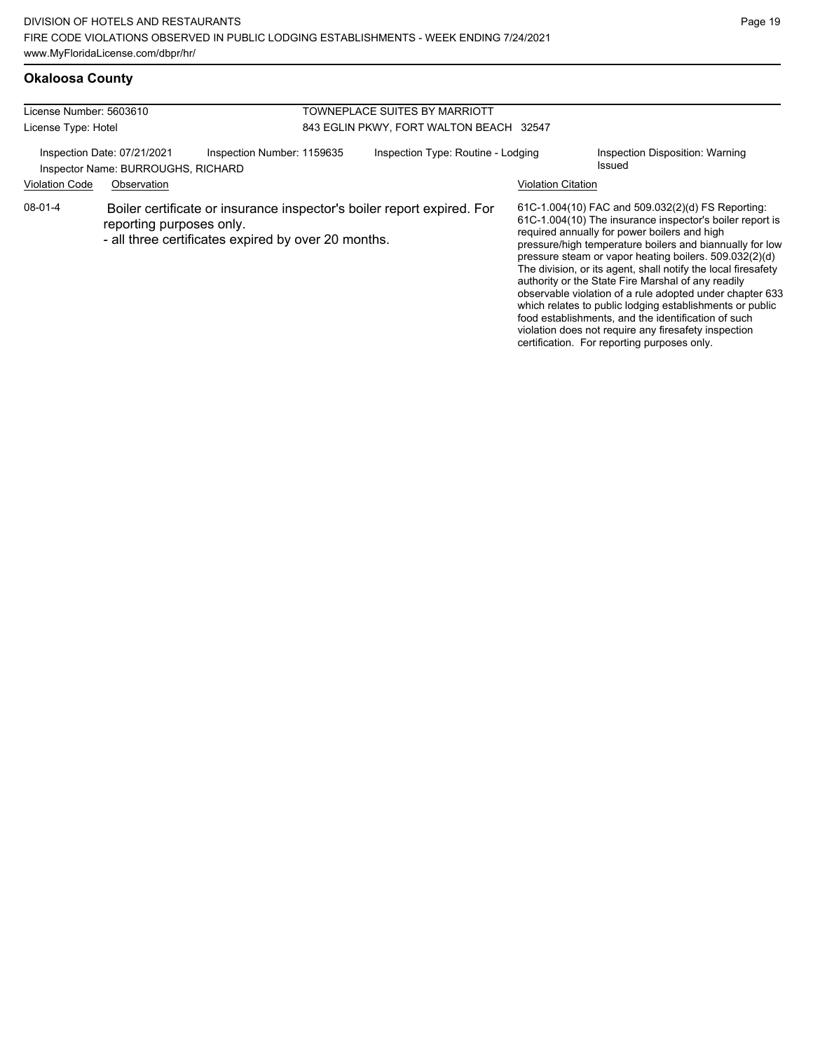## Okaloosa County

License Number: 5603610
License Type: Hotel

TOWNEPLACE SUITES BY MARRIOTT
843 EGLIN PKWY, FORT WALTON BEACH 32547

Inspection Date: 07/21/2021
Inspector Name: BURROUGHS, RICHARD
Inspection Number: 1159635
Inspection Type: Routine - Lodging
Inspection Disposition: Warning Issued

| Violation Code | Observation | Violation Citation |
| --- | --- | --- |
| 08-01-4 | Boiler certificate or insurance inspector's boiler report expired. For reporting purposes only.<br>- all three certificates expired by over 20 months. | 61C-1.004(10) FAC and 509.032(2)(d) FS Reporting: 61C-1.004(10) The insurance inspector's boiler report is required annually for power boilers and high pressure/high temperature boilers and biannually for low pressure steam or vapor heating boilers. 509.032(2)(d) The division, or its agent, shall notify the local firesafety authority or the State Fire Marshal of any readily observable violation of a rule adopted under chapter 633 which relates to public lodging establishments or public food establishments, and the identification of such violation does not require any firesafety inspection certification. For reporting purposes only. |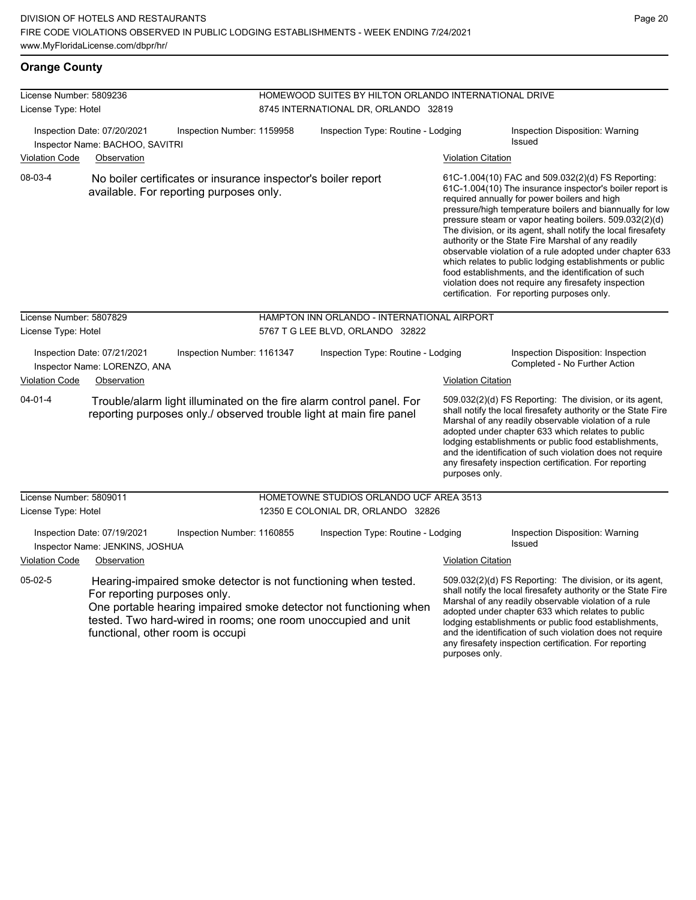## Orange County

**License Number:** 5809236
**License Type:** Hotel

**HOMEWOOD SUITES BY HILTON ORLANDO INTERNATIONAL DRIVE**
8745 INTERNATIONAL DR, ORLANDO 32819

Inspection Date: 07/20/2021 | Inspection Number: 1159958 | Inspection Type: Routine - Lodging | Inspection Disposition: Warning Issued
Inspector Name: BACHOO, SAVITRI

| Violation Code | Observation | Violation Citation |
|---|---|---|
| 08-03-4 | No boiler certificates or insurance inspector's boiler report available. For reporting purposes only. | 61C-1.004(10) FAC and 509.032(2)(d) FS Reporting: 61C-1.004(10) The insurance inspector's boiler report is required annually for power boilers and high pressure/high temperature boilers and biannually for low pressure steam or vapor heating boilers. 509.032(2)(d) The division, or its agent, shall notify the local firesafety authority or the State Fire Marshal of any readily observable violation of a rule adopted under chapter 633 which relates to public lodging establishments or public food establishments, and the identification of such violation does not require any firesafety inspection certification. For reporting purposes only. |

**License Number:** 5807829
**License Type:** Hotel

**HAMPTON INN ORLANDO - INTERNATIONAL AIRPORT**
5767 T G LEE BLVD, ORLANDO 32822

Inspection Date: 07/21/2021 | Inspection Number: 1161347 | Inspection Type: Routine - Lodging | Inspection Disposition: Inspection Completed - No Further Action
Inspector Name: LORENZO, ANA

| Violation Code | Observation | Violation Citation |
|---|---|---|
| 04-01-4 | Trouble/alarm light illuminated on the fire alarm control panel. For reporting purposes only./ observed trouble light at main fire panel | 509.032(2)(d) FS Reporting: The division, or its agent, shall notify the local firesafety authority or the State Fire Marshal of any readily observable violation of a rule adopted under chapter 633 which relates to public lodging establishments or public food establishments, and the identification of such violation does not require any firesafety inspection certification. For reporting purposes only. |

**License Number:** 5809011
**License Type:** Hotel

**HOMETOWNE STUDIOS ORLANDO UCF AREA 3513**
12350 E COLONIAL DR, ORLANDO 32826

Inspection Date: 07/19/2021 | Inspection Number: 1160855 | Inspection Type: Routine - Lodging | Inspection Disposition: Warning Issued
Inspector Name: JENKINS, JOSHUA

| Violation Code | Observation | Violation Citation |
|---|---|---|
| 05-02-5 | Hearing-impaired smoke detector is not functioning when tested. For reporting purposes only. One portable hearing impaired smoke detector not functioning when tested. Two hard-wired in rooms; one room unoccupied and unit functional, other room is occupi | 509.032(2)(d) FS Reporting: The division, or its agent, shall notify the local firesafety authority or the State Fire Marshal of any readily observable violation of a rule adopted under chapter 633 which relates to public lodging establishments or public food establishments, and the identification of such violation does not require any firesafety inspection certification. For reporting purposes only. |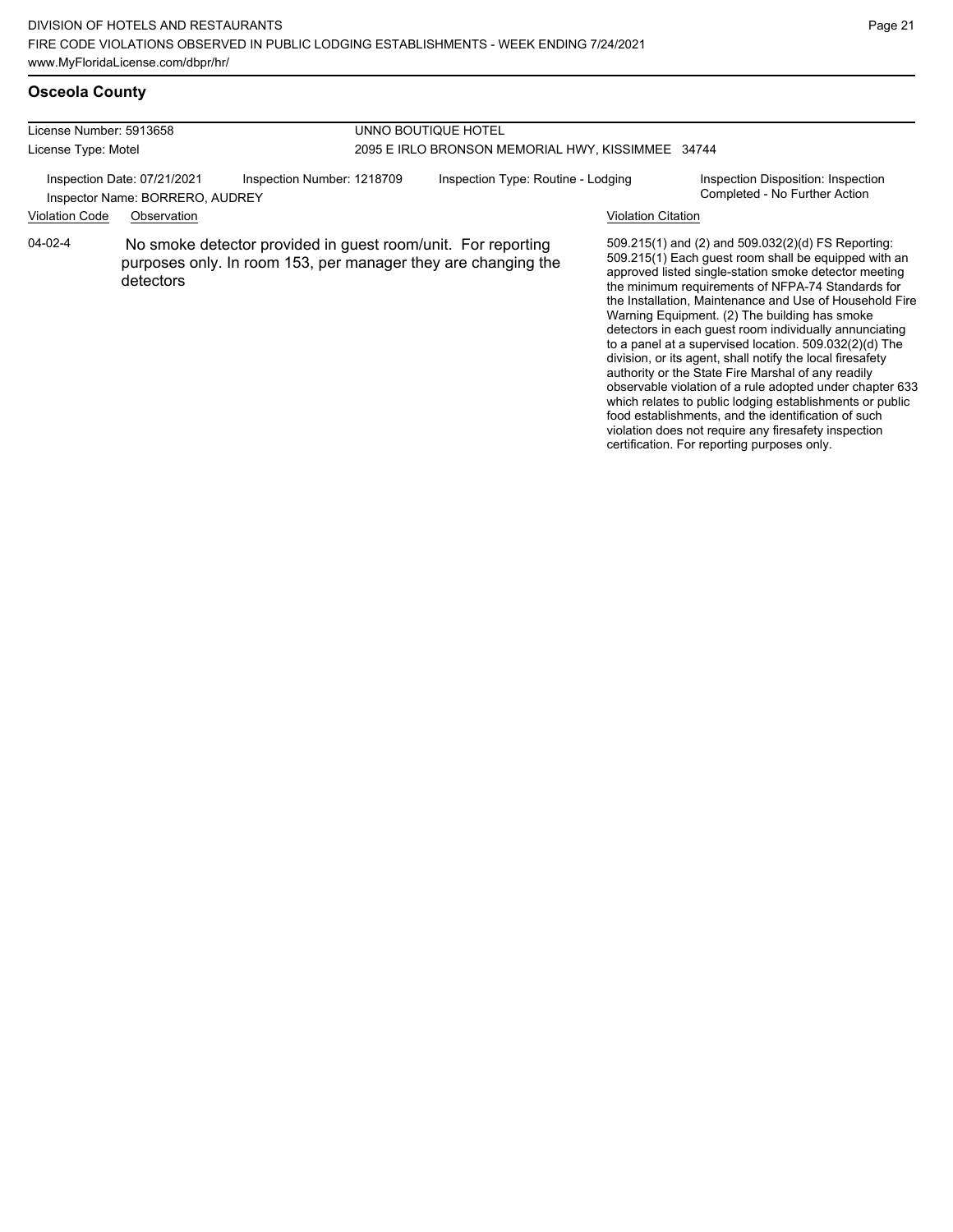## Osceola County

| License Number: 5913658 | UNNO BOUTIQUE HOTEL |
|---|---|
| License Type: Motel | 2095 E IRLO BRONSON MEMORIAL HWY, KISSIMMEE 34744 |

Inspection Date: 07/21/2021 | Inspection Number: 1218709 | Inspection Type: Routine - Lodging | Inspection Disposition: Inspection Completed - No Further Action

Inspector Name: BORRERO, AUDREY

| Violation Code | Observation | Violation Citation |
|---|---|---|
| 04-02-4 | No smoke detector provided in guest room/unit. For reporting purposes only. In room 153, per manager they are changing the detectors | 509.215(1) and (2) and 509.032(2)(d) FS Reporting: 509.215(1) Each guest room shall be equipped with an approved listed single-station smoke detector meeting the minimum requirements of NFPA-74 Standards for the Installation, Maintenance and Use of Household Fire Warning Equipment. (2) The building has smoke detectors in each guest room individually annunciating to a panel at a supervised location. 509.032(2)(d) The division, or its agent, shall notify the local firesafety authority or the State Fire Marshal of any readily observable violation of a rule adopted under chapter 633 which relates to public lodging establishments or public food establishments, and the identification of such violation does not require any firesafety inspection certification. For reporting purposes only. |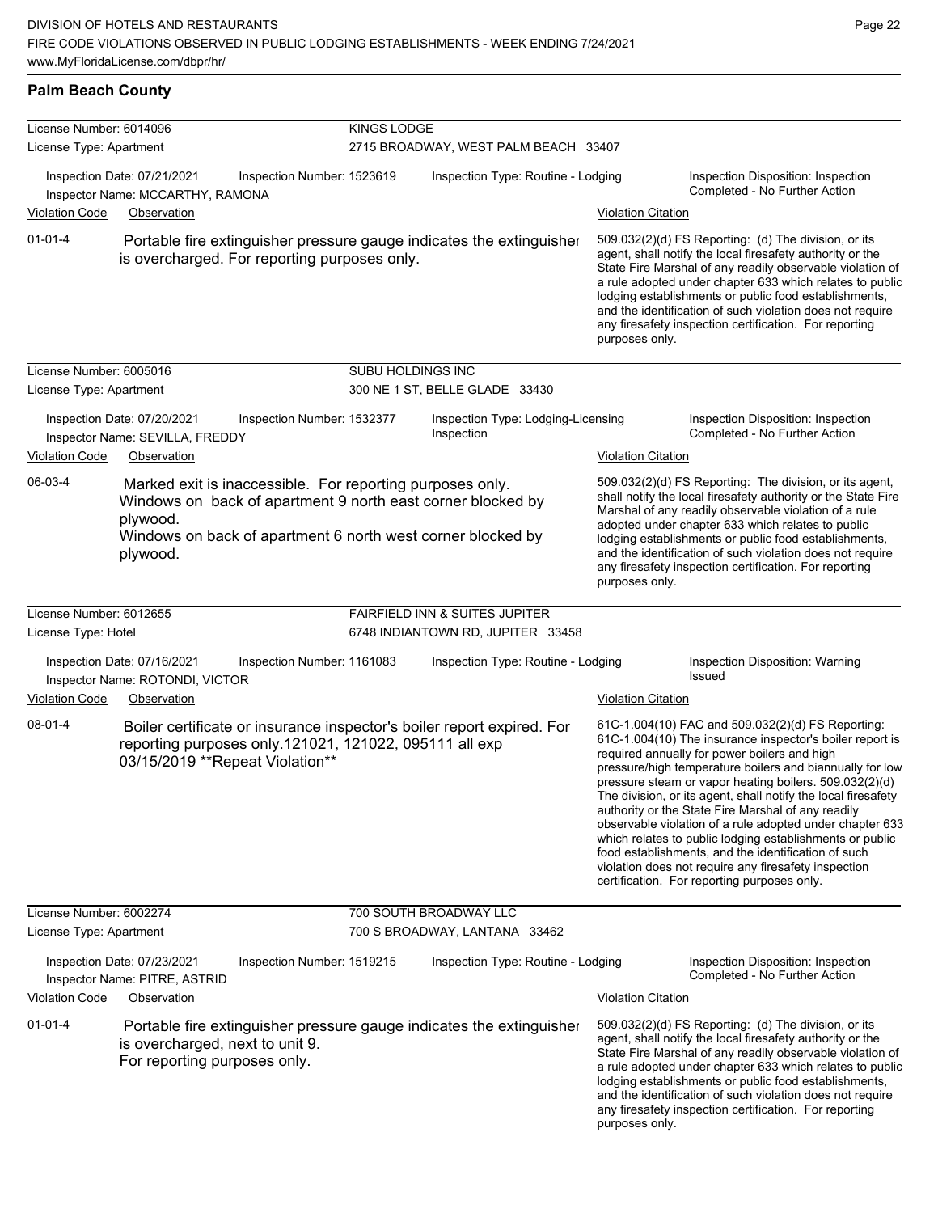## Palm Beach County

**License Number:** 6014096
**License Type:** Apartment
**KINGS LODGE**
2715 BROADWAY, WEST PALM BEACH 33407

Inspection Date: 07/21/2021 | Inspection Number: 1523619 | Inspection Type: Routine - Lodging | Inspection Disposition: Inspection Completed - No Further Action
Inspector Name: MCCARTHY, RAMONA

| Violation Code | Observation | Violation Citation |
| --- | --- | --- |
| 01-01-4 | Portable fire extinguisher pressure gauge indicates the extinguisher is overcharged. For reporting purposes only. | 509.032(2)(d) FS Reporting: (d) The division, or its agent, shall notify the local firesafety authority or the State Fire Marshal of any readily observable violation of a rule adopted under chapter 633 which relates to public lodging establishments or public food establishments, and the identification of such violation does not require any firesafety inspection certification. For reporting purposes only. |

---

**License Number:** 6005016
**License Type:** Apartment
**SUBU HOLDINGS INC**
300 NE 1 ST, BELLE GLADE 33430

Inspection Date: 07/20/2021 | Inspection Number: 1532377 | Inspection Type: Lodging-Licensing Inspection | Inspection Disposition: Inspection Completed - No Further Action
Inspector Name: SEVILLA, FREDDY

| Violation Code | Observation | Violation Citation |
| --- | --- | --- |
| 06-03-4 | Marked exit is inaccessible. For reporting purposes only. Windows on back of apartment 9 north east corner blocked by plywood. Windows on back of apartment 6 north west corner blocked by plywood. | 509.032(2)(d) FS Reporting: The division, or its agent, shall notify the local firesafety authority or the State Fire Marshal of any readily observable violation of a rule adopted under chapter 633 which relates to public lodging establishments or public food establishments, and the identification of such violation does not require any firesafety inspection certification. For reporting purposes only. |

---

**License Number:** 6012655
**License Type:** Hotel
**FAIRFIELD INN & SUITES JUPITER**
6748 INDIANTOWN RD, JUPITER 33458

Inspection Date: 07/16/2021 | Inspection Number: 1161083 | Inspection Type: Routine - Lodging | Inspection Disposition: Warning Issued
Inspector Name: ROTONDI, VICTOR

| Violation Code | Observation | Violation Citation |
| --- | --- | --- |
| 08-01-4 | Boiler certificate or insurance inspector's boiler report expired. For reporting purposes only.121021, 121022, 095111 all exp 03/15/2019 **Repeat Violation** | 61C-1.004(10) FAC and 509.032(2)(d) FS Reporting: 61C-1.004(10) The insurance inspector's boiler report is required annually for power boilers and high pressure/high temperature boilers and biannually for low pressure steam or vapor heating boilers. 509.032(2)(d) The division, or its agent, shall notify the local firesafety authority or the State Fire Marshal of any readily observable violation of a rule adopted under chapter 633 which relates to public lodging establishments or public food establishments, and the identification of such violation does not require any firesafety inspection certification. For reporting purposes only. |

---

**License Number:** 6002274
**License Type:** Apartment
**700 SOUTH BROADWAY LLC**
700 S BROADWAY, LANTANA 33462

Inspection Date: 07/23/2021 | Inspection Number: 1519215 | Inspection Type: Routine - Lodging | Inspection Disposition: Inspection Completed - No Further Action
Inspector Name: PITRE, ASTRID

| Violation Code | Observation | Violation Citation |
| --- | --- | --- |
| 01-01-4 | Portable fire extinguisher pressure gauge indicates the extinguisher is overcharged, next to unit 9. For reporting purposes only. | 509.032(2)(d) FS Reporting: (d) The division, or its agent, shall notify the local firesafety authority or the State Fire Marshal of any readily observable violation of a rule adopted under chapter 633 which relates to public lodging establishments or public food establishments, and the identification of such violation does not require any firesafety inspection certification. For reporting purposes only. |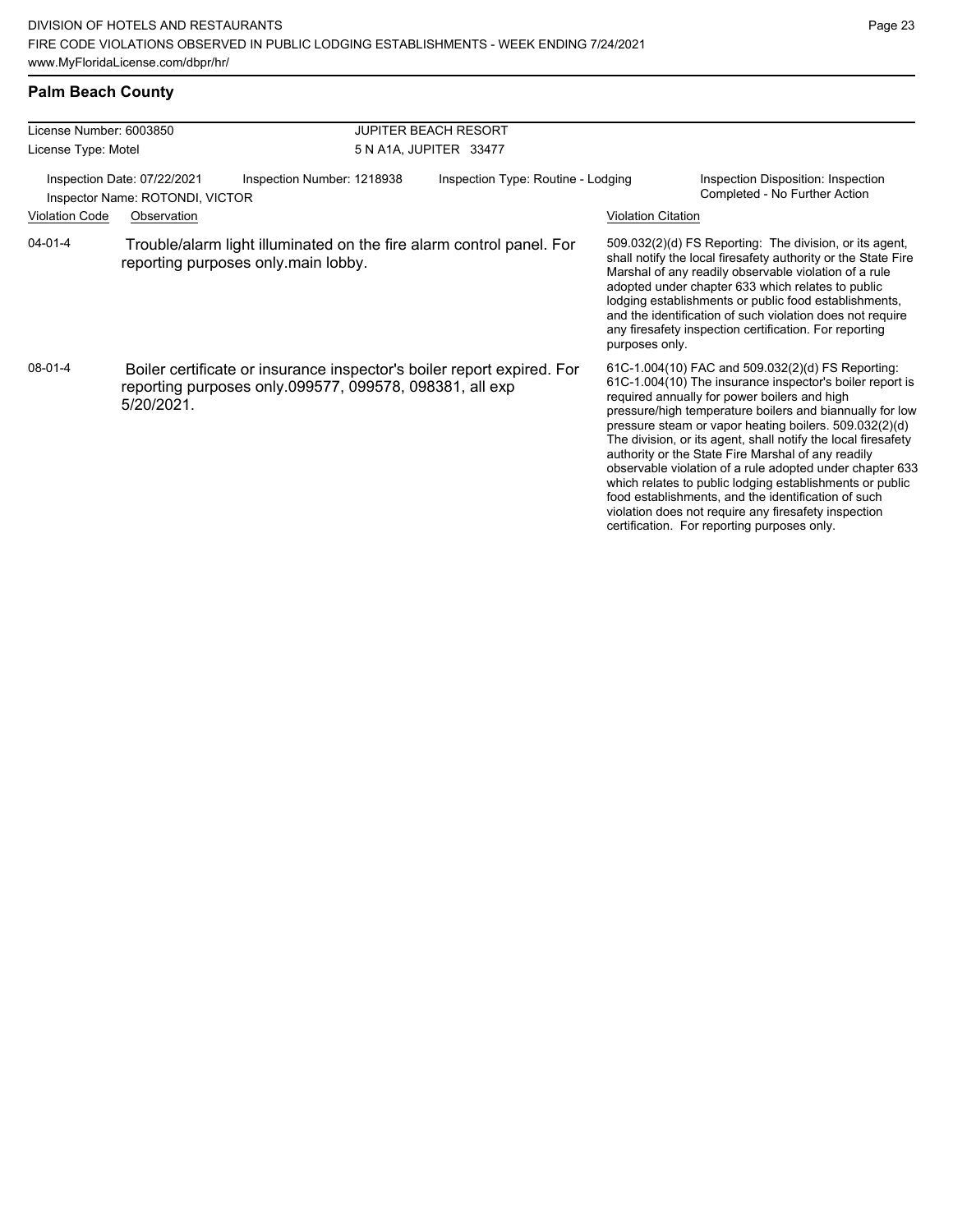## Palm Beach County

License Number: 6003850
License Type: Motel

JUPITER BEACH RESORT
5 N A1A, JUPITER 33477

Inspection Date: 07/22/2021
Inspector Name: ROTONDI, VICTOR
Inspection Number: 1218938
Inspection Type: Routine - Lodging
Inspection Disposition: Inspection Completed - No Further Action

| Violation Code | Observation | Violation Citation |
|---|---|---|
| 04-01-4 | Trouble/alarm light illuminated on the fire alarm control panel. For reporting purposes only.main lobby. | 509.032(2)(d) FS Reporting: The division, or its agent, shall notify the local firesafety authority or the State Fire Marshal of any readily observable violation of a rule adopted under chapter 633 which relates to public lodging establishments or public food establishments, and the identification of such violation does not require any firesafety inspection certification. For reporting purposes only. |
| 08-01-4 | Boiler certificate or insurance inspector's boiler report expired. For reporting purposes only.099577, 099578, 098381, all exp 5/20/2021. | 61C-1.004(10) FAC and 509.032(2)(d) FS Reporting: 61C-1.004(10) The insurance inspector's boiler report is required annually for power boilers and high pressure/high temperature boilers and biannually for low pressure steam or vapor heating boilers. 509.032(2)(d) The division, or its agent, shall notify the local firesafety authority or the State Fire Marshal of any readily observable violation of a rule adopted under chapter 633 which relates to public lodging establishments or public food establishments, and the identification of such violation does not require any firesafety inspection certification. For reporting purposes only. |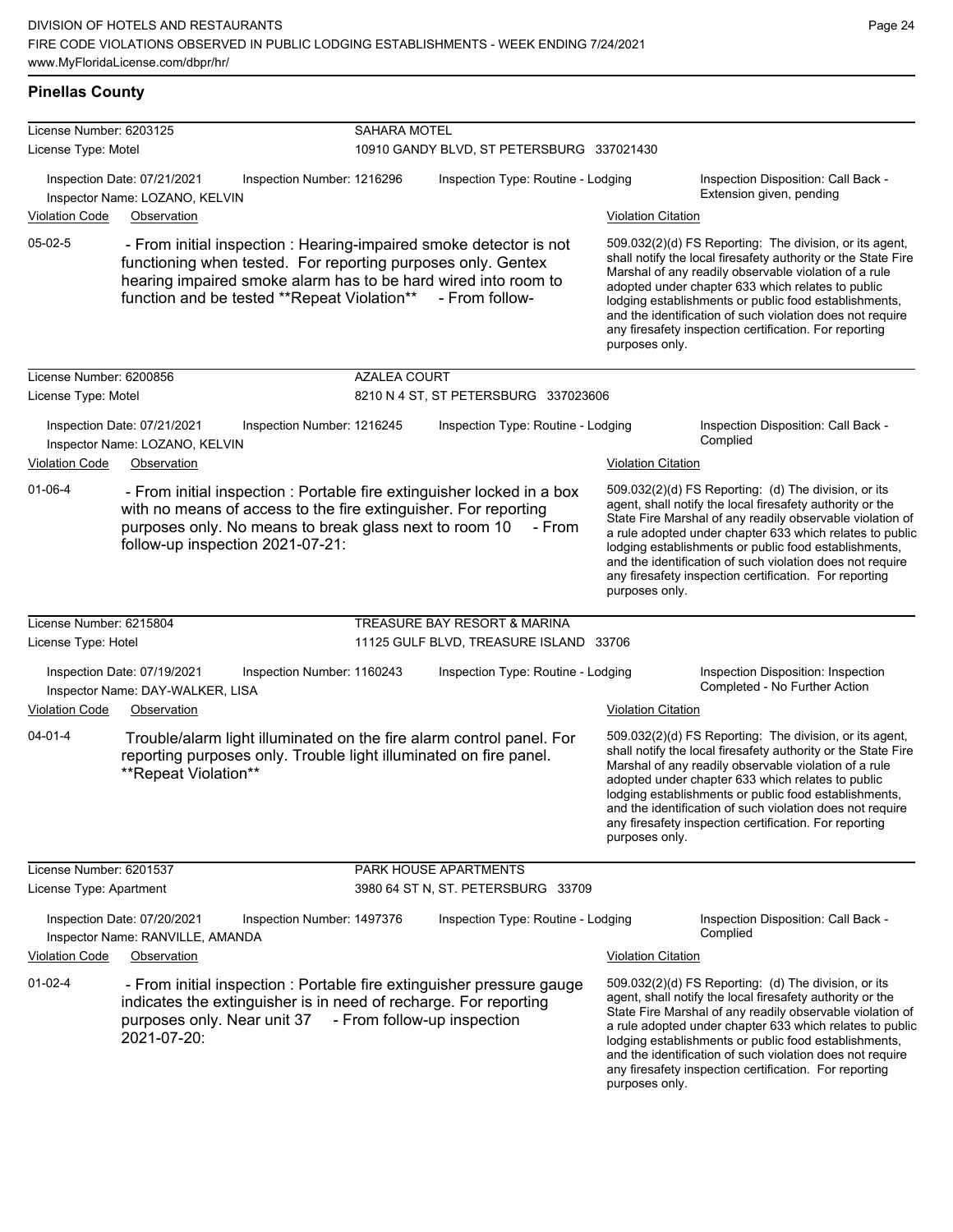## Pinellas County

**License Number:** 6203125 — **SAHARA MOTEL**
**License Type:** Motel — 10910 GANDY BLVD, ST PETERSBURG 337021430

Inspection Date: 07/21/2021 | Inspection Number: 1216296 | Inspection Type: Routine - Lodging | Inspection Disposition: Call Back - Extension given, pending
Inspector Name: LOZANO, KELVIN

| Violation Code | Observation | Violation Citation |
|---|---|---|
| 05-02-5 | - From initial inspection : Hearing-impaired smoke detector is not functioning when tested. For reporting purposes only. Gentex hearing impaired smoke alarm has to be hard wired into room to function and be tested **Repeat Violation** - From follow- | 509.032(2)(d) FS Reporting: The division, or its agent, shall notify the local firesafety authority or the State Fire Marshal of any readily observable violation of a rule adopted under chapter 633 which relates to public lodging establishments or public food establishments, and the identification of such violation does not require any firesafety inspection certification. For reporting purposes only. |

**License Number:** 6200856 — **AZALEA COURT**
**License Type:** Motel — 8210 N 4 ST, ST PETERSBURG 337023606

Inspection Date: 07/21/2021 | Inspection Number: 1216245 | Inspection Type: Routine - Lodging | Inspection Disposition: Call Back - Complied
Inspector Name: LOZANO, KELVIN

| Violation Code | Observation | Violation Citation |
|---|---|---|
| 01-06-4 | - From initial inspection : Portable fire extinguisher locked in a box with no means of access to the fire extinguisher. For reporting purposes only. No means to break glass next to room 10 - From follow-up inspection 2021-07-21: | 509.032(2)(d) FS Reporting: (d) The division, or its agent, shall notify the local firesafety authority or the State Fire Marshal of any readily observable violation of a rule adopted under chapter 633 which relates to public lodging establishments or public food establishments, and the identification of such violation does not require any firesafety inspection certification. For reporting purposes only. |

**License Number:** 6215804 — **TREASURE BAY RESORT & MARINA**
**License Type:** Hotel — 11125 GULF BLVD, TREASURE ISLAND 33706

Inspection Date: 07/19/2021 | Inspection Number: 1160243 | Inspection Type: Routine - Lodging | Inspection Disposition: Inspection Completed - No Further Action
Inspector Name: DAY-WALKER, LISA

| Violation Code | Observation | Violation Citation |
|---|---|---|
| 04-01-4 | Trouble/alarm light illuminated on the fire alarm control panel. For reporting purposes only. Trouble light illuminated on fire panel. **Repeat Violation** | 509.032(2)(d) FS Reporting: The division, or its agent, shall notify the local firesafety authority or the State Fire Marshal of any readily observable violation of a rule adopted under chapter 633 which relates to public lodging establishments or public food establishments, and the identification of such violation does not require any firesafety inspection certification. For reporting purposes only. |

**License Number:** 6201537 — **PARK HOUSE APARTMENTS**
**License Type:** Apartment — 3980 64 ST N, ST. PETERSBURG 33709

Inspection Date: 07/20/2021 | Inspection Number: 1497376 | Inspection Type: Routine - Lodging | Inspection Disposition: Call Back - Complied
Inspector Name: RANVILLE, AMANDA

| Violation Code | Observation | Violation Citation |
|---|---|---|
| 01-02-4 | - From initial inspection : Portable fire extinguisher pressure gauge indicates the extinguisher is in need of recharge. For reporting purposes only. Near unit 37 - From follow-up inspection 2021-07-20: | 509.032(2)(d) FS Reporting: (d) The division, or its agent, shall notify the local firesafety authority or the State Fire Marshal of any readily observable violation of a rule adopted under chapter 633 which relates to public lodging establishments or public food establishments, and the identification of such violation does not require any firesafety inspection certification. For reporting purposes only. |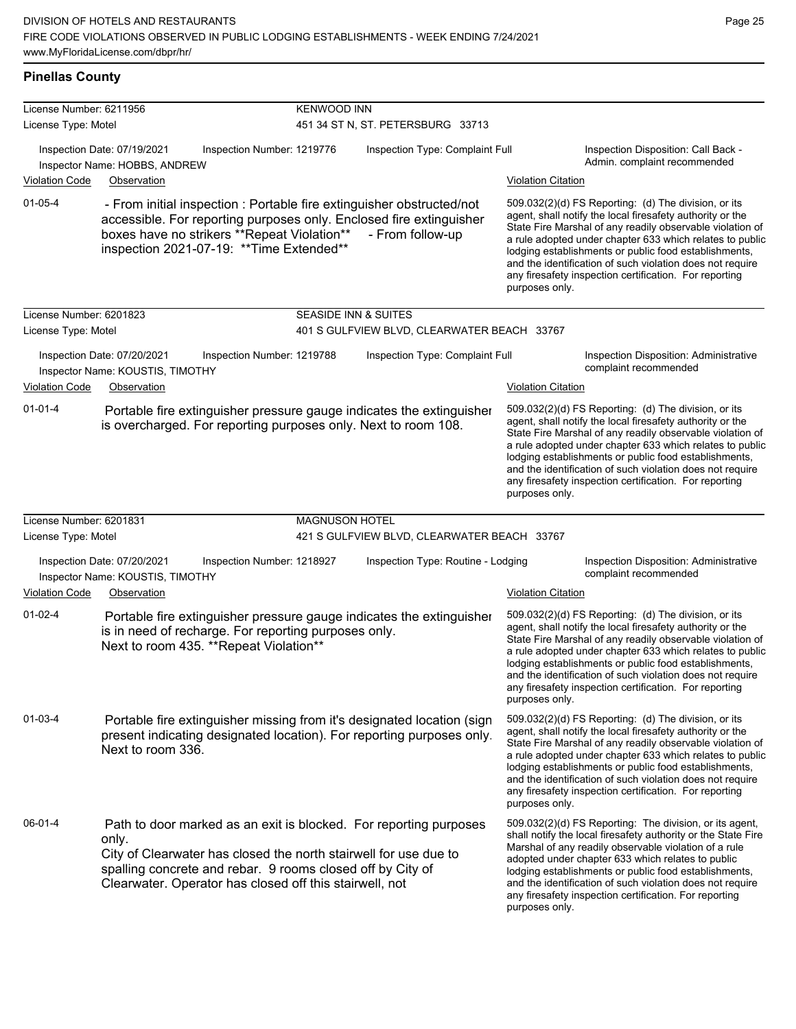## Pinellas County

**License Number:** 6211956 — **KENWOOD INN**
**License Type:** Motel — 451 34 ST N, ST. PETERSBURG 33713

Inspection Date: 07/19/2021 | Inspection Number: 1219776 | Inspection Type: Complaint Full | Inspection Disposition: Call Back - Admin. complaint recommended
Inspector Name: HOBBS, ANDREW

| Violation Code | Observation | Violation Citation |
| --- | --- | --- |
| 01-05-4 | - From initial inspection : Portable fire extinguisher obstructed/not accessible. For reporting purposes only. Enclosed fire extinguisher boxes have no strikers **Repeat Violation** - From follow-up inspection 2021-07-19: **Time Extended** | 509.032(2)(d) FS Reporting: (d) The division, or its agent, shall notify the local firesafety authority or the State Fire Marshal of any readily observable violation of a rule adopted under chapter 633 which relates to public lodging establishments or public food establishments, and the identification of such violation does not require any firesafety inspection certification. For reporting purposes only. |

**License Number:** 6201823 — **SEASIDE INN & SUITES**
**License Type:** Motel — 401 S GULFVIEW BLVD, CLEARWATER BEACH 33767

Inspection Date: 07/20/2021 | Inspection Number: 1219788 | Inspection Type: Complaint Full | Inspection Disposition: Administrative complaint recommended
Inspector Name: KOUSTIS, TIMOTHY

| Violation Code | Observation | Violation Citation |
| --- | --- | --- |
| 01-01-4 | Portable fire extinguisher pressure gauge indicates the extinguisher is overcharged. For reporting purposes only. Next to room 108. | 509.032(2)(d) FS Reporting: (d) The division, or its agent, shall notify the local firesafety authority or the State Fire Marshal of any readily observable violation of a rule adopted under chapter 633 which relates to public lodging establishments or public food establishments, and the identification of such violation does not require any firesafety inspection certification. For reporting purposes only. |

**License Number:** 6201831 — **MAGNUSON HOTEL**
**License Type:** Motel — 421 S GULFVIEW BLVD, CLEARWATER BEACH 33767

Inspection Date: 07/20/2021 | Inspection Number: 1218927 | Inspection Type: Routine - Lodging | Inspection Disposition: Administrative complaint recommended
Inspector Name: KOUSTIS, TIMOTHY

| Violation Code | Observation | Violation Citation |
| --- | --- | --- |
| 01-02-4 | Portable fire extinguisher pressure gauge indicates the extinguisher is in need of recharge. For reporting purposes only. Next to room 435. **Repeat Violation** | 509.032(2)(d) FS Reporting: (d) The division, or its agent, shall notify the local firesafety authority or the State Fire Marshal of any readily observable violation of a rule adopted under chapter 633 which relates to public lodging establishments or public food establishments, and the identification of such violation does not require any firesafety inspection certification. For reporting purposes only. |
| 01-03-4 | Portable fire extinguisher missing from it's designated location (sign present indicating designated location). For reporting purposes only. Next to room 336. | 509.032(2)(d) FS Reporting: (d) The division, or its agent, shall notify the local firesafety authority or the State Fire Marshal of any readily observable violation of a rule adopted under chapter 633 which relates to public lodging establishments or public food establishments, and the identification of such violation does not require any firesafety inspection certification. For reporting purposes only. |
| 06-01-4 | Path to door marked as an exit is blocked. For reporting purposes only. City of Clearwater has closed the north stairwell for use due to spalling concrete and rebar. 9 rooms closed off by City of Clearwater. Operator has closed off this stairwell, not | 509.032(2)(d) FS Reporting: The division, or its agent, shall notify the local firesafety authority or the State Fire Marshal of any readily observable violation of a rule adopted under chapter 633 which relates to public lodging establishments or public food establishments, and the identification of such violation does not require any firesafety inspection certification. For reporting purposes only. |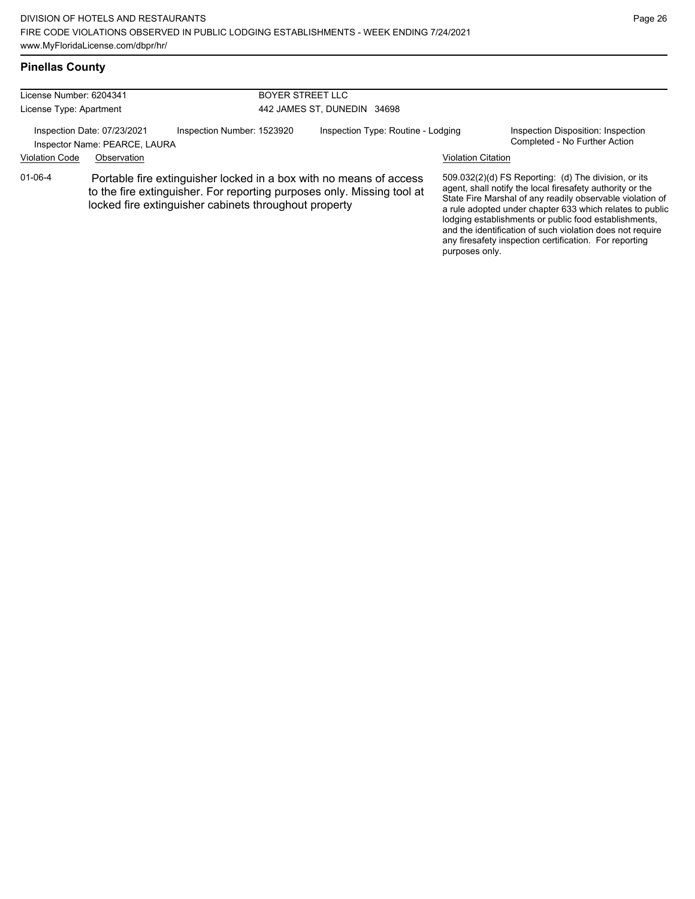## Pinellas County

License Number: 6204341
License Type: Apartment

BOYER STREET LLC
442 JAMES ST, DUNEDIN 34698

Inspection Date: 07/23/2021
Inspector Name: PEARCE, LAURA
Inspection Number: 1523920
Inspection Type: Routine - Lodging
Inspection Disposition: Inspection Completed - No Further Action

| Violation Code | Observation | Violation Citation |
| --- | --- | --- |
| 01-06-4 | Portable fire extinguisher locked in a box with no means of access to the fire extinguisher. For reporting purposes only. Missing tool at locked fire extinguisher cabinets throughout property | 509.032(2)(d) FS Reporting: (d) The division, or its agent, shall notify the local firesafety authority or the State Fire Marshal of any readily observable violation of a rule adopted under chapter 633 which relates to public lodging establishments or public food establishments, and the identification of such violation does not require any firesafety inspection certification. For reporting purposes only. |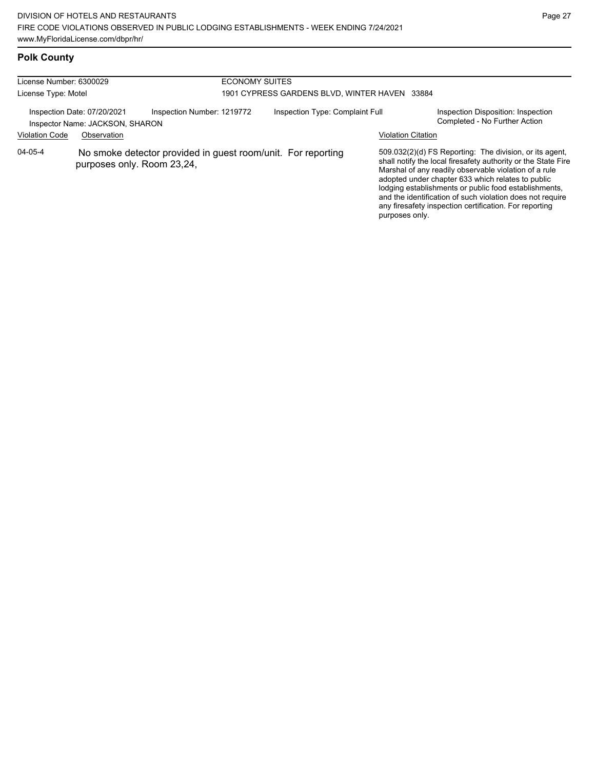## Polk County

| License Number: 6300029 | | ECONOMY SUITES | |
|---|---|---|---|
| License Type: Motel | | 1901 CYPRESS GARDENS BLVD, WINTER HAVEN 33884 | |
| Inspection Date: 07/20/2021<br>Inspector Name: JACKSON, SHARON | Inspection Number: 1219772 | Inspection Type: Complaint Full | Inspection Disposition: Inspection Completed - No Further Action |

| Violation Code | Observation | Violation Citation |
|---|---|---|
| 04-05-4 | No smoke detector provided in guest room/unit. For reporting purposes only. Room 23,24, | 509.032(2)(d) FS Reporting: The division, or its agent, shall notify the local firesafety authority or the State Fire Marshal of any readily observable violation of a rule adopted under chapter 633 which relates to public lodging establishments or public food establishments, and the identification of such violation does not require any firesafety inspection certification. For reporting purposes only. |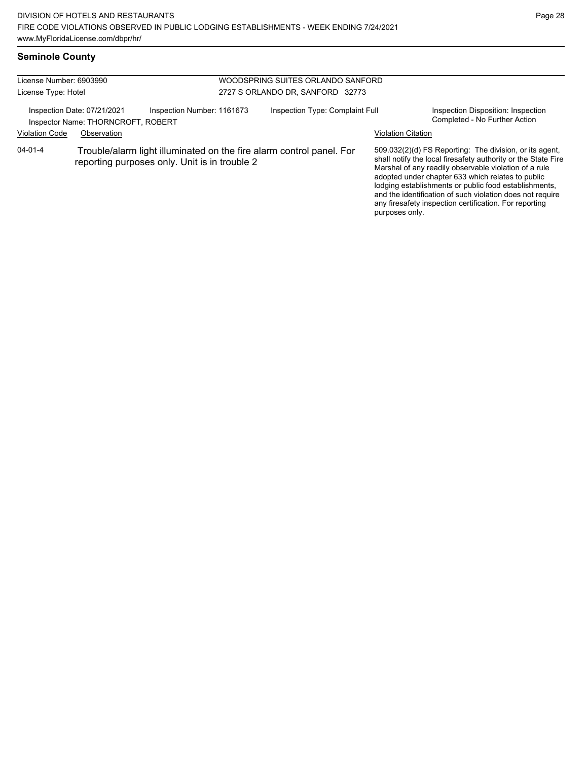## Seminole County

License Number: 6903990
License Type: Hotel

WOODSPRING SUITES ORLANDO SANFORD
2727 S ORLANDO DR, SANFORD 32773

Inspection Date: 07/21/2021
Inspector Name: THORNCROFT, ROBERT
Inspection Number: 1161673
Inspection Type: Complaint Full
Inspection Disposition: Inspection Completed - No Further Action

| Violation Code | Observation | Violation Citation |
|---|---|---|
| 04-01-4 | Trouble/alarm light illuminated on the fire alarm control panel. For reporting purposes only. Unit is in trouble 2 | 509.032(2)(d) FS Reporting: The division, or its agent, shall notify the local firesafety authority or the State Fire Marshal of any readily observable violation of a rule adopted under chapter 633 which relates to public lodging establishments or public food establishments, and the identification of such violation does not require any firesafety inspection certification. For reporting purposes only. |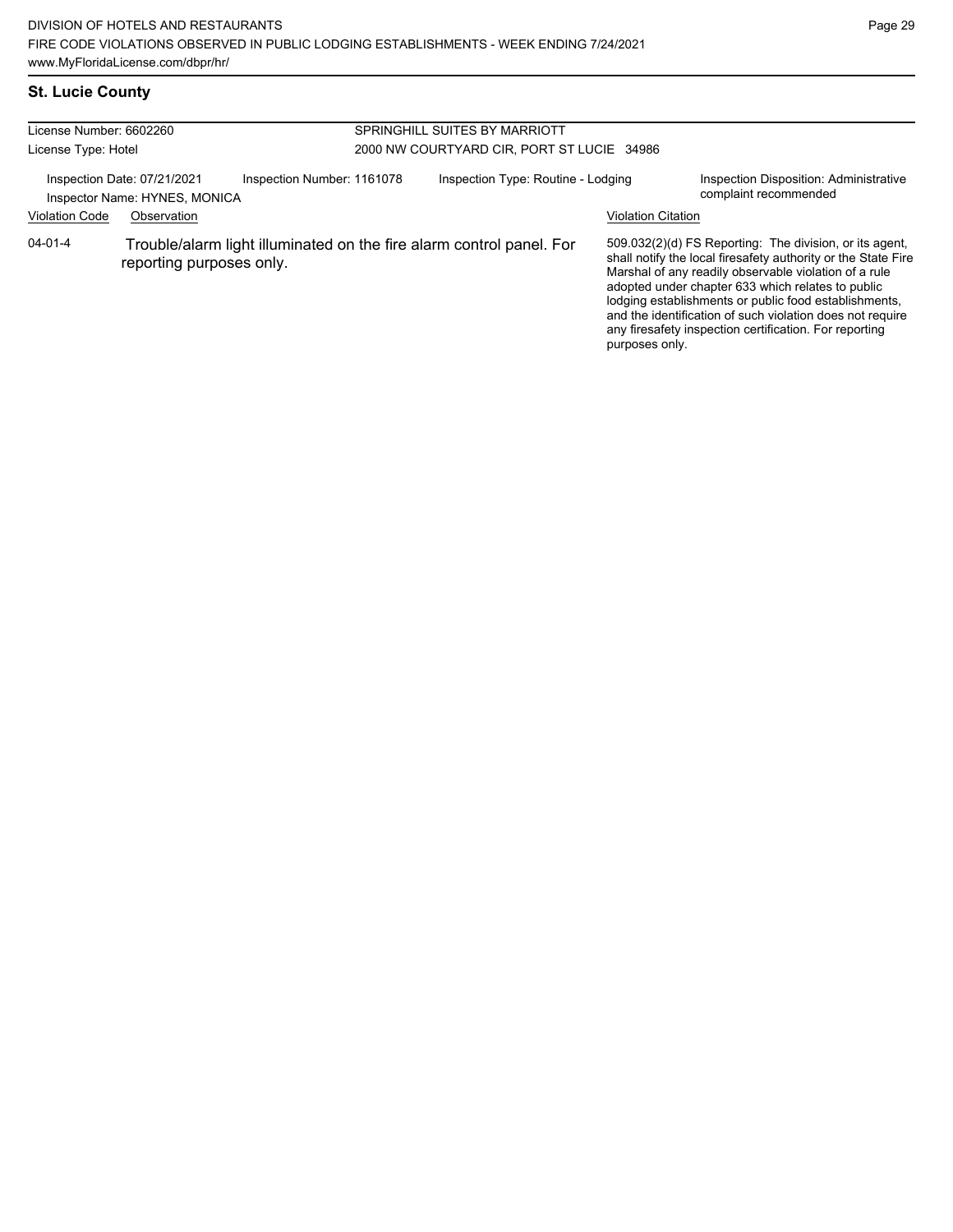## St. Lucie County

License Number: 6602260
License Type: Hotel

SPRINGHILL SUITES BY MARRIOTT
2000 NW COURTYARD CIR, PORT ST LUCIE 34986

Inspection Date: 07/21/2021
Inspector Name: HYNES, MONICA
Inspection Number: 1161078
Inspection Type: Routine - Lodging
Inspection Disposition: Administrative complaint recommended

| Violation Code | Observation | Violation Citation |
| --- | --- | --- |
| 04-01-4 | Trouble/alarm light illuminated on the fire alarm control panel. For reporting purposes only. | 509.032(2)(d) FS Reporting: The division, or its agent, shall notify the local firesafety authority or the State Fire Marshal of any readily observable violation of a rule adopted under chapter 633 which relates to public lodging establishments or public food establishments, and the identification of such violation does not require any firesafety inspection certification. For reporting purposes only. |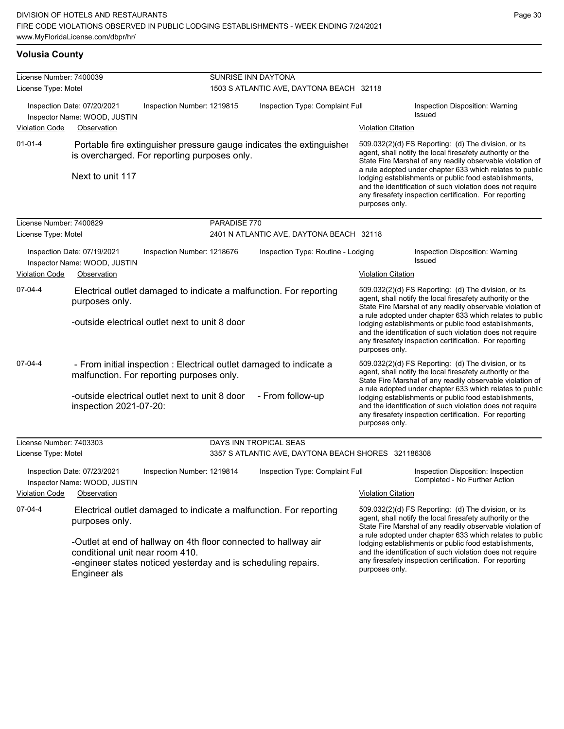## Volusia County

**License Number:** 7400039 — **SUNRISE INN DAYTONA**
**License Type:** Motel — 1503 S ATLANTIC AVE, DAYTONA BEACH 32118

Inspection Date: 07/20/2021 | Inspection Number: 1219815 | Inspection Type: Complaint Full | Inspection Disposition: Warning Issued
Inspector Name: WOOD, JUSTIN

| Violation Code | Observation | Violation Citation |
|---|---|---|
| 01-01-4 | Portable fire extinguisher pressure gauge indicates the extinguisher is overcharged. For reporting purposes only.<br><br>Next to unit 117 | 509.032(2)(d) FS Reporting: (d) The division, or its agent, shall notify the local firesafety authority or the State Fire Marshal of any readily observable violation of a rule adopted under chapter 633 which relates to public lodging establishments or public food establishments, and the identification of such violation does not require any firesafety inspection certification. For reporting purposes only. |

**License Number:** 7400829 — **PARADISE 770**
**License Type:** Motel — 2401 N ATLANTIC AVE, DAYTONA BEACH 32118

Inspection Date: 07/19/2021 | Inspection Number: 1218676 | Inspection Type: Routine - Lodging | Inspection Disposition: Warning Issued
Inspector Name: WOOD, JUSTIN

| Violation Code | Observation | Violation Citation |
|---|---|---|
| 07-04-4 | Electrical outlet damaged to indicate a malfunction. For reporting purposes only.<br><br>-outside electrical outlet next to unit 8 door | 509.032(2)(d) FS Reporting: (d) The division, or its agent, shall notify the local firesafety authority or the State Fire Marshal of any readily observable violation of a rule adopted under chapter 633 which relates to public lodging establishments or public food establishments, and the identification of such violation does not require any firesafety inspection certification. For reporting purposes only. |
| 07-04-4 | - From initial inspection : Electrical outlet damaged to indicate a malfunction. For reporting purposes only.<br><br>-outside electrical outlet next to unit 8 door - From follow-up inspection 2021-07-20: | 509.032(2)(d) FS Reporting: (d) The division, or its agent, shall notify the local firesafety authority or the State Fire Marshal of any readily observable violation of a rule adopted under chapter 633 which relates to public lodging establishments or public food establishments, and the identification of such violation does not require any firesafety inspection certification. For reporting purposes only. |

**License Number:** 7403303 — **DAYS INN TROPICAL SEAS**
**License Type:** Motel — 3357 S ATLANTIC AVE, DAYTONA BEACH SHORES 321186308

Inspection Date: 07/23/2021 | Inspection Number: 1219814 | Inspection Type: Complaint Full | Inspection Disposition: Inspection Completed - No Further Action
Inspector Name: WOOD, JUSTIN

| Violation Code | Observation | Violation Citation |
|---|---|---|
| 07-04-4 | Electrical outlet damaged to indicate a malfunction. For reporting purposes only.<br><br>-Outlet at end of hallway on 4th floor connected to hallway air conditional unit near room 410.<br>-engineer states noticed yesterday and is scheduling repairs. Engineer als | 509.032(2)(d) FS Reporting: (d) The division, or its agent, shall notify the local firesafety authority or the State Fire Marshal of any readily observable violation of a rule adopted under chapter 633 which relates to public lodging establishments or public food establishments, and the identification of such violation does not require any firesafety inspection certification. For reporting purposes only. |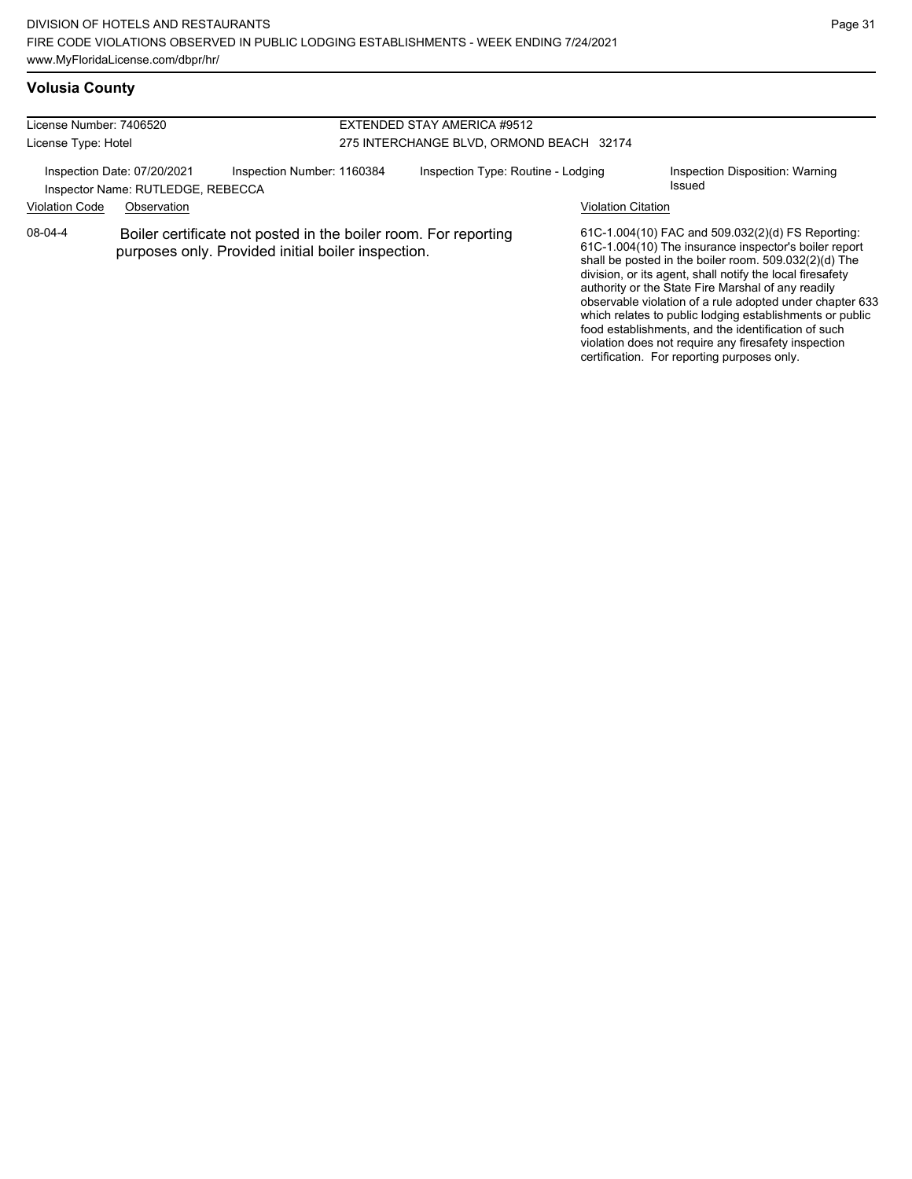## Volusia County

License Number: 7406520

License Type: Hotel

EXTENDED STAY AMERICA #9512

275 INTERCHANGE BLVD, ORMOND BEACH 32174

Inspection Date: 07/20/2021

Inspector Name: RUTLEDGE, REBECCA

Inspection Number: 1160384

Inspection Type: Routine - Lodging

Inspection Disposition: Warning Issued

| Violation Code | Observation | Violation Citation |
|---|---|---|
| 08-04-4 | Boiler certificate not posted in the boiler room. For reporting purposes only. Provided initial boiler inspection. | 61C-1.004(10) FAC and 509.032(2)(d) FS Reporting: 61C-1.004(10) The insurance inspector's boiler report shall be posted in the boiler room. 509.032(2)(d) The division, or its agent, shall notify the local firesafety authority or the State Fire Marshal of any readily observable violation of a rule adopted under chapter 633 which relates to public lodging establishments or public food establishments, and the identification of such violation does not require any firesafety inspection certification. For reporting purposes only. |